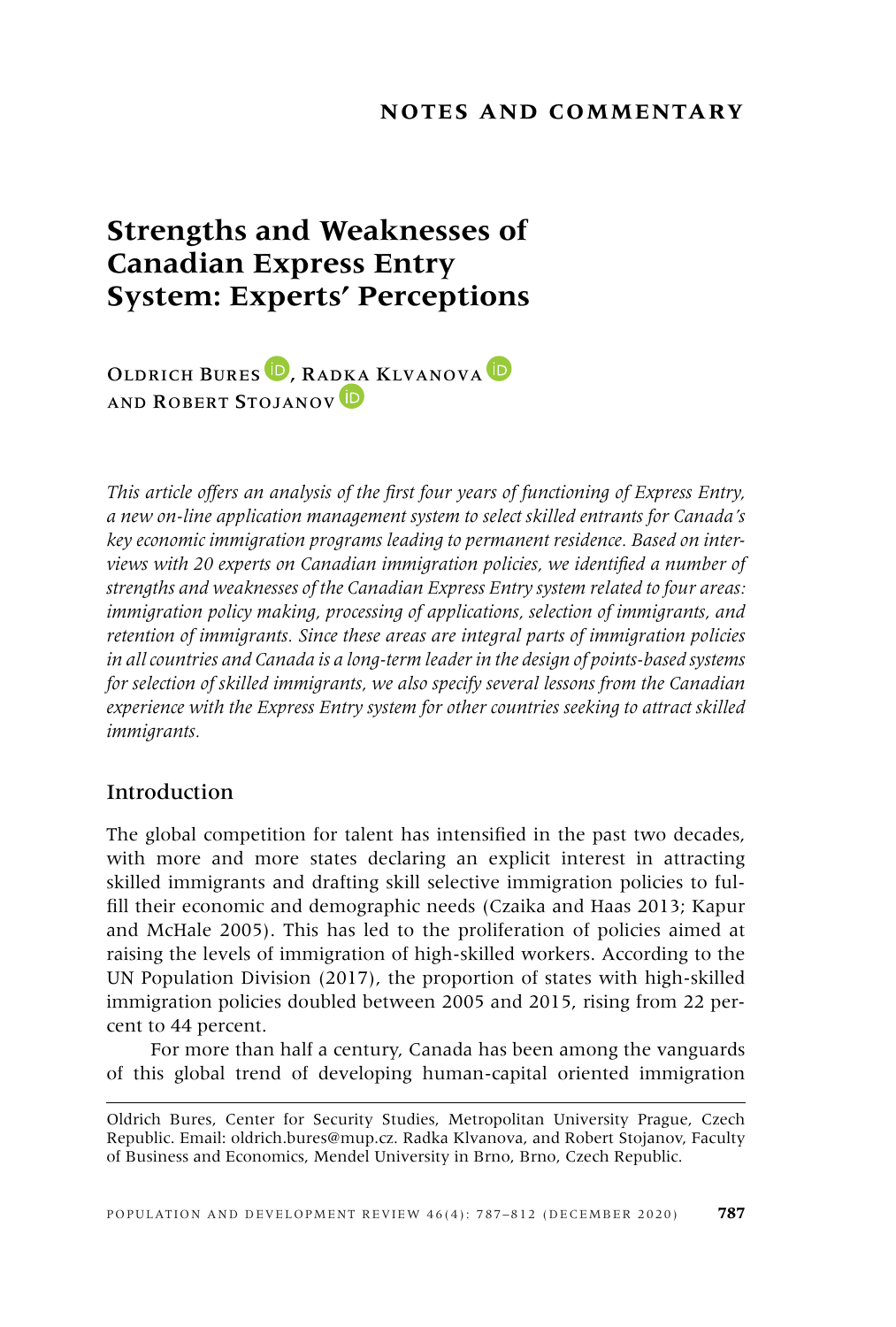NOTES AND COMMENTARY

# Strengths and Weaknesses of Canadian Express Entry System: Experts' Perceptions

Oldrich Bures, Radka Klvanova and Robert Stojanov

*This article offers an analysis of the first four years of functioning of Express Entry, a new on-line application management system to select skilled entrants for Canada's key economic immigration programs leading to permanent residence. Based on interviews with 20 experts on Canadian immigration policies, we identified a number of strengths and weaknesses of the Canadian Express Entry system related to four areas: immigration policy making, processing of applications, selection of immigrants, and retention of immigrants. Since these areas are integral parts of immigration policies in all countries and Canada is a long-term leader in the design of points-based systems for selection of skilled immigrants, we also specify several lessons from the Canadian experience with the Express Entry system for other countries seeking to attract skilled immigrants.*

## Introduction

The global competition for talent has intensified in the past two decades, with more and more states declaring an explicit interest in attracting skilled immigrants and drafting skill selective immigration policies to fulfill their economic and demographic needs (Czaika and Haas 2013; Kapur and McHale 2005). This has led to the proliferation of policies aimed at raising the levels of immigration of high-skilled workers. According to the UN Population Division (2017), the proportion of states with high-skilled immigration policies doubled between 2005 and 2015, rising from 22 percent to 44 percent.

For more than half a century, Canada has been among the vanguards of this global trend of developing human-capital oriented immigration

---

Oldrich Bures, Center for Security Studies, Metropolitan University Prague, Czech Republic. Email: oldrich.bures@mup.cz. Radka Klvanova, and Robert Stojanov, Faculty of Business and Economics, Mendel University in Brno, Brno, Czech Republic.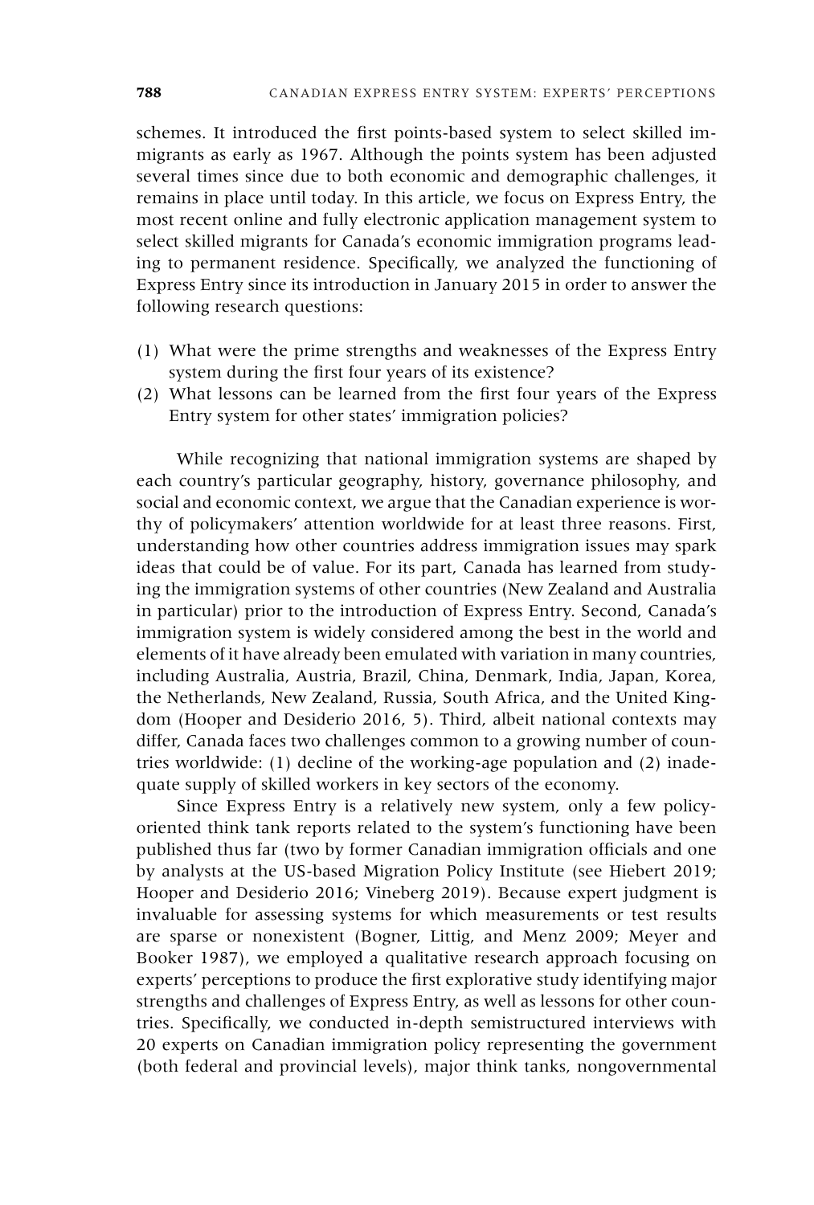schemes. It introduced the first points-based system to select skilled immigrants as early as 1967. Although the points system has been adjusted several times since due to both economic and demographic challenges, it remains in place until today. In this article, we focus on Express Entry, the most recent online and fully electronic application management system to select skilled migrants for Canada's economic immigration programs leading to permanent residence. Specifically, we analyzed the functioning of Express Entry since its introduction in January 2015 in order to answer the following research questions:

(1) What were the prime strengths and weaknesses of the Express Entry system during the first four years of its existence?
(2) What lessons can be learned from the first four years of the Express Entry system for other states' immigration policies?

While recognizing that national immigration systems are shaped by each country's particular geography, history, governance philosophy, and social and economic context, we argue that the Canadian experience is worthy of policymakers' attention worldwide for at least three reasons. First, understanding how other countries address immigration issues may spark ideas that could be of value. For its part, Canada has learned from studying the immigration systems of other countries (New Zealand and Australia in particular) prior to the introduction of Express Entry. Second, Canada's immigration system is widely considered among the best in the world and elements of it have already been emulated with variation in many countries, including Australia, Austria, Brazil, China, Denmark, India, Japan, Korea, the Netherlands, New Zealand, Russia, South Africa, and the United Kingdom (Hooper and Desiderio 2016, 5). Third, albeit national contexts may differ, Canada faces two challenges common to a growing number of countries worldwide: (1) decline of the working-age population and (2) inadequate supply of skilled workers in key sectors of the economy.

Since Express Entry is a relatively new system, only a few policy-oriented think tank reports related to the system's functioning have been published thus far (two by former Canadian immigration officials and one by analysts at the US-based Migration Policy Institute (see Hiebert 2019; Hooper and Desiderio 2016; Vineberg 2019). Because expert judgment is invaluable for assessing systems for which measurements or test results are sparse or nonexistent (Bogner, Littig, and Menz 2009; Meyer and Booker 1987), we employed a qualitative research approach focusing on experts' perceptions to produce the first explorative study identifying major strengths and challenges of Express Entry, as well as lessons for other countries. Specifically, we conducted in-depth semistructured interviews with 20 experts on Canadian immigration policy representing the government (both federal and provincial levels), major think tanks, nongovernmental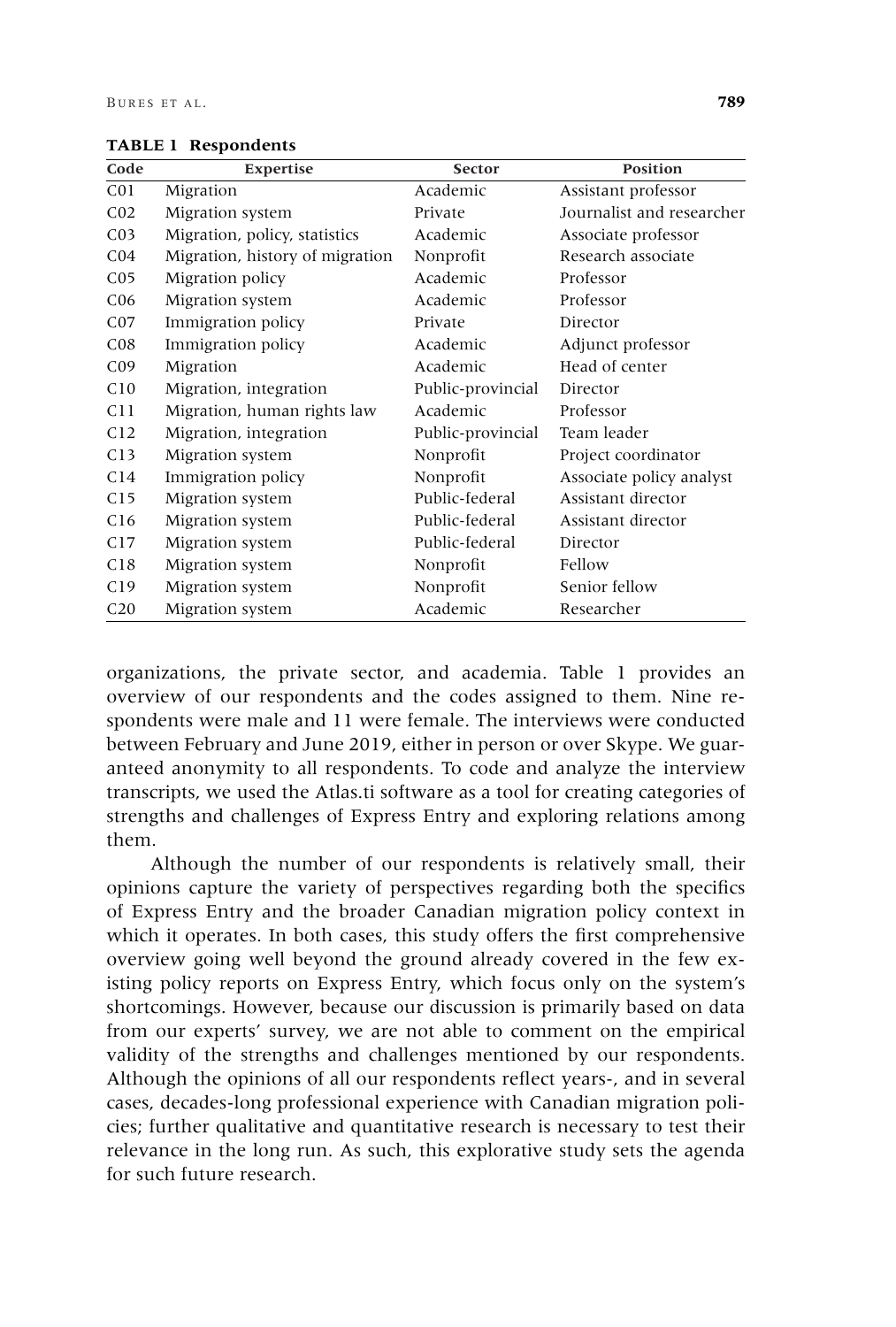**TABLE 1 Respondents**

| Code | Expertise | Sector | Position |
|---|---|---|---|
| C01 | Migration | Academic | Assistant professor |
| C02 | Migration system | Private | Journalist and researcher |
| C03 | Migration, policy, statistics | Academic | Associate professor |
| C04 | Migration, history of migration | Nonprofit | Research associate |
| C05 | Migration policy | Academic | Professor |
| C06 | Migration system | Academic | Professor |
| C07 | Immigration policy | Private | Director |
| C08 | Immigration policy | Academic | Adjunct professor |
| C09 | Migration | Academic | Head of center |
| C10 | Migration, integration | Public-provincial | Director |
| C11 | Migration, human rights law | Academic | Professor |
| C12 | Migration, integration | Public-provincial | Team leader |
| C13 | Migration system | Nonprofit | Project coordinator |
| C14 | Immigration policy | Nonprofit | Associate policy analyst |
| C15 | Migration system | Public-federal | Assistant director |
| C16 | Migration system | Public-federal | Assistant director |
| C17 | Migration system | Public-federal | Director |
| C18 | Migration system | Nonprofit | Fellow |
| C19 | Migration system | Nonprofit | Senior fellow |
| C20 | Migration system | Academic | Researcher |

organizations, the private sector, and academia. Table 1 provides an overview of our respondents and the codes assigned to them. Nine respondents were male and 11 were female. The interviews were conducted between February and June 2019, either in person or over Skype. We guaranteed anonymity to all respondents. To code and analyze the interview transcripts, we used the Atlas.ti software as a tool for creating categories of strengths and challenges of Express Entry and exploring relations among them.

Although the number of our respondents is relatively small, their opinions capture the variety of perspectives regarding both the specifics of Express Entry and the broader Canadian migration policy context in which it operates. In both cases, this study offers the first comprehensive overview going well beyond the ground already covered in the few existing policy reports on Express Entry, which focus only on the system's shortcomings. However, because our discussion is primarily based on data from our experts' survey, we are not able to comment on the empirical validity of the strengths and challenges mentioned by our respondents. Although the opinions of all our respondents reflect years-, and in several cases, decades-long professional experience with Canadian migration policies; further qualitative and quantitative research is necessary to test their relevance in the long run. As such, this explorative study sets the agenda for such future research.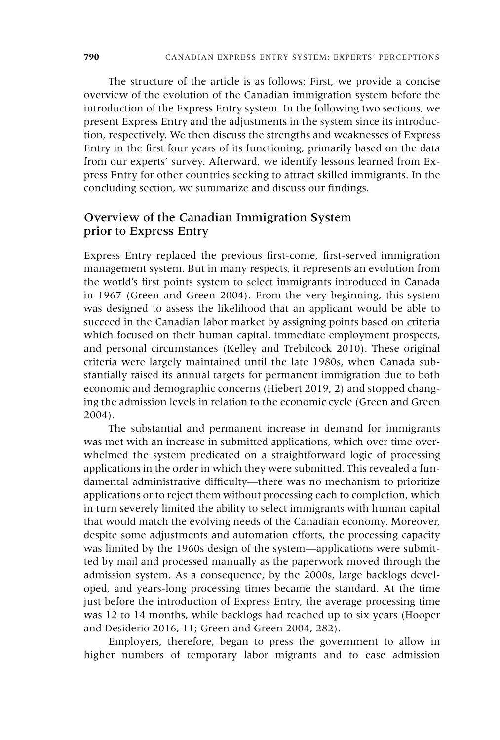The structure of the article is as follows: First, we provide a concise overview of the evolution of the Canadian immigration system before the introduction of the Express Entry system. In the following two sections, we present Express Entry and the adjustments in the system since its introduction, respectively. We then discuss the strengths and weaknesses of Express Entry in the first four years of its functioning, primarily based on the data from our experts' survey. Afterward, we identify lessons learned from Express Entry for other countries seeking to attract skilled immigrants. In the concluding section, we summarize and discuss our findings.

## Overview of the Canadian Immigration System prior to Express Entry

Express Entry replaced the previous first-come, first-served immigration management system. But in many respects, it represents an evolution from the world's first points system to select immigrants introduced in Canada in 1967 (Green and Green 2004). From the very beginning, this system was designed to assess the likelihood that an applicant would be able to succeed in the Canadian labor market by assigning points based on criteria which focused on their human capital, immediate employment prospects, and personal circumstances (Kelley and Trebilcock 2010). These original criteria were largely maintained until the late 1980s, when Canada substantially raised its annual targets for permanent immigration due to both economic and demographic concerns (Hiebert 2019, 2) and stopped changing the admission levels in relation to the economic cycle (Green and Green 2004).

The substantial and permanent increase in demand for immigrants was met with an increase in submitted applications, which over time overwhelmed the system predicated on a straightforward logic of processing applications in the order in which they were submitted. This revealed a fundamental administrative difficulty—there was no mechanism to prioritize applications or to reject them without processing each to completion, which in turn severely limited the ability to select immigrants with human capital that would match the evolving needs of the Canadian economy. Moreover, despite some adjustments and automation efforts, the processing capacity was limited by the 1960s design of the system—applications were submitted by mail and processed manually as the paperwork moved through the admission system. As a consequence, by the 2000s, large backlogs developed, and years-long processing times became the standard. At the time just before the introduction of Express Entry, the average processing time was 12 to 14 months, while backlogs had reached up to six years (Hooper and Desiderio 2016, 11; Green and Green 2004, 282).

Employers, therefore, began to press the government to allow in higher numbers of temporary labor migrants and to ease admission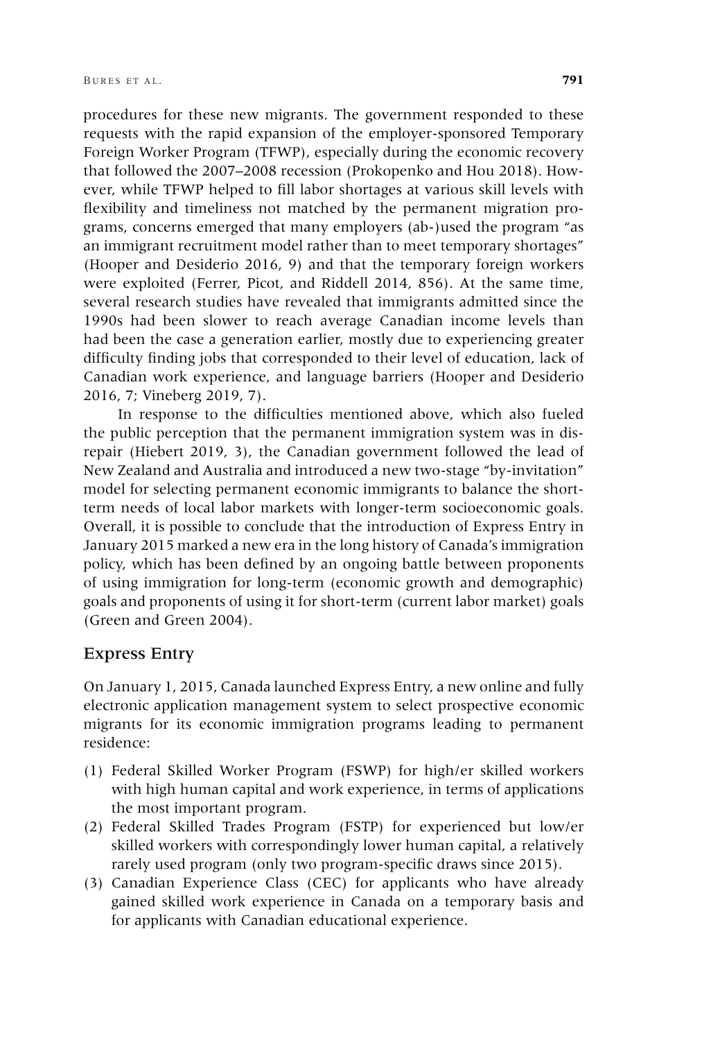procedures for these new migrants. The government responded to these requests with the rapid expansion of the employer-sponsored Temporary Foreign Worker Program (TFWP), especially during the economic recovery that followed the 2007–2008 recession (Prokopenko and Hou 2018). However, while TFWP helped to fill labor shortages at various skill levels with flexibility and timeliness not matched by the permanent migration programs, concerns emerged that many employers (ab-)used the program "as an immigrant recruitment model rather than to meet temporary shortages" (Hooper and Desiderio 2016, 9) and that the temporary foreign workers were exploited (Ferrer, Picot, and Riddell 2014, 856). At the same time, several research studies have revealed that immigrants admitted since the 1990s had been slower to reach average Canadian income levels than had been the case a generation earlier, mostly due to experiencing greater difficulty finding jobs that corresponded to their level of education, lack of Canadian work experience, and language barriers (Hooper and Desiderio 2016, 7; Vineberg 2019, 7).

In response to the difficulties mentioned above, which also fueled the public perception that the permanent immigration system was in disrepair (Hiebert 2019, 3), the Canadian government followed the lead of New Zealand and Australia and introduced a new two-stage "by-invitation" model for selecting permanent economic immigrants to balance the short-term needs of local labor markets with longer-term socioeconomic goals. Overall, it is possible to conclude that the introduction of Express Entry in January 2015 marked a new era in the long history of Canada's immigration policy, which has been defined by an ongoing battle between proponents of using immigration for long-term (economic growth and demographic) goals and proponents of using it for short-term (current labor market) goals (Green and Green 2004).

## Express Entry

On January 1, 2015, Canada launched Express Entry, a new online and fully electronic application management system to select prospective economic migrants for its economic immigration programs leading to permanent residence:

(1) Federal Skilled Worker Program (FSWP) for high/er skilled workers with high human capital and work experience, in terms of applications the most important program.
(2) Federal Skilled Trades Program (FSTP) for experienced but low/er skilled workers with correspondingly lower human capital, a relatively rarely used program (only two program-specific draws since 2015).
(3) Canadian Experience Class (CEC) for applicants who have already gained skilled work experience in Canada on a temporary basis and for applicants with Canadian educational experience.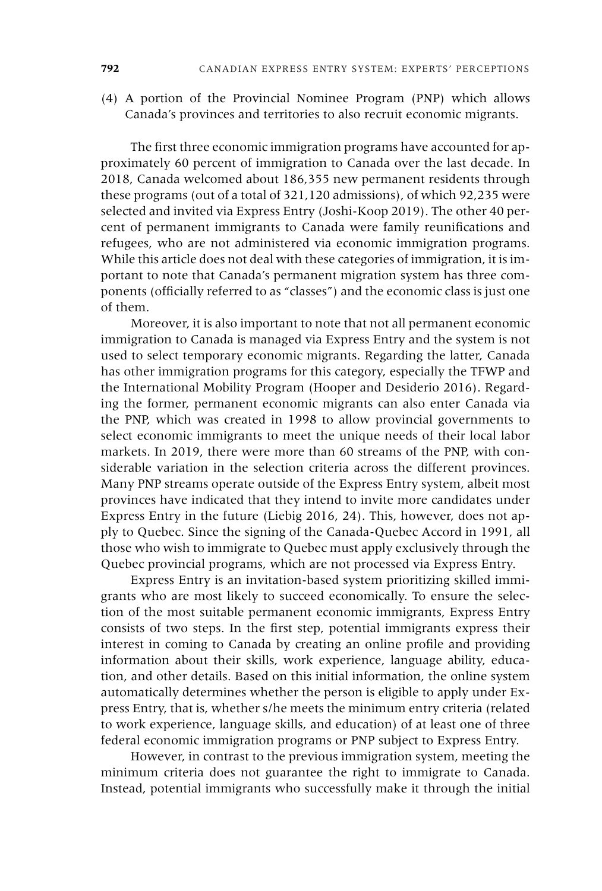(4) A portion of the Provincial Nominee Program (PNP) which allows Canada's provinces and territories to also recruit economic migrants.

The first three economic immigration programs have accounted for approximately 60 percent of immigration to Canada over the last decade. In 2018, Canada welcomed about 186,355 new permanent residents through these programs (out of a total of 321,120 admissions), of which 92,235 were selected and invited via Express Entry (Joshi-Koop 2019). The other 40 percent of permanent immigrants to Canada were family reunifications and refugees, who are not administered via economic immigration programs. While this article does not deal with these categories of immigration, it is important to note that Canada's permanent migration system has three components (officially referred to as "classes") and the economic class is just one of them.

Moreover, it is also important to note that not all permanent economic immigration to Canada is managed via Express Entry and the system is not used to select temporary economic migrants. Regarding the latter, Canada has other immigration programs for this category, especially the TFWP and the International Mobility Program (Hooper and Desiderio 2016). Regarding the former, permanent economic migrants can also enter Canada via the PNP, which was created in 1998 to allow provincial governments to select economic immigrants to meet the unique needs of their local labor markets. In 2019, there were more than 60 streams of the PNP, with considerable variation in the selection criteria across the different provinces. Many PNP streams operate outside of the Express Entry system, albeit most provinces have indicated that they intend to invite more candidates under Express Entry in the future (Liebig 2016, 24). This, however, does not apply to Quebec. Since the signing of the Canada-Quebec Accord in 1991, all those who wish to immigrate to Quebec must apply exclusively through the Quebec provincial programs, which are not processed via Express Entry.

Express Entry is an invitation-based system prioritizing skilled immigrants who are most likely to succeed economically. To ensure the selection of the most suitable permanent economic immigrants, Express Entry consists of two steps. In the first step, potential immigrants express their interest in coming to Canada by creating an online profile and providing information about their skills, work experience, language ability, education, and other details. Based on this initial information, the online system automatically determines whether the person is eligible to apply under Express Entry, that is, whether s/he meets the minimum entry criteria (related to work experience, language skills, and education) of at least one of three federal economic immigration programs or PNP subject to Express Entry.

However, in contrast to the previous immigration system, meeting the minimum criteria does not guarantee the right to immigrate to Canada. Instead, potential immigrants who successfully make it through the initial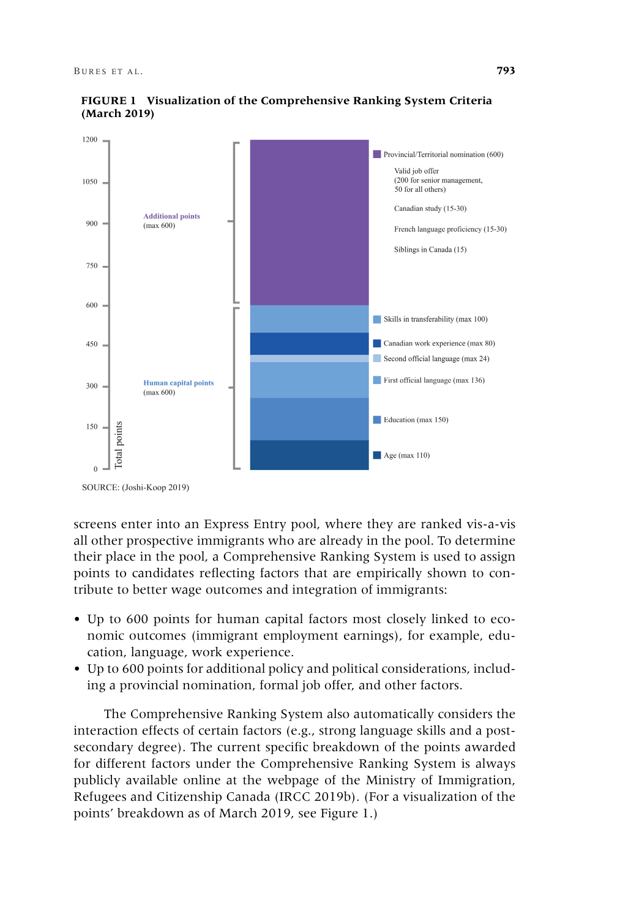**FIGURE 1 Visualization of the Comprehensive Ranking System Criteria (March 2019)**

SOURCE: (Joshi-Koop 2019)

screens enter into an Express Entry pool, where they are ranked vis-a-vis all other prospective immigrants who are already in the pool. To determine their place in the pool, a Comprehensive Ranking System is used to assign points to candidates reflecting factors that are empirically shown to contribute to better wage outcomes and integration of immigrants:

- Up to 600 points for human capital factors most closely linked to economic outcomes (immigrant employment earnings), for example, education, language, work experience.
- Up to 600 points for additional policy and political considerations, including a provincial nomination, formal job offer, and other factors.

The Comprehensive Ranking System also automatically considers the interaction effects of certain factors (e.g., strong language skills and a post-secondary degree). The current specific breakdown of the points awarded for different factors under the Comprehensive Ranking System is always publicly available online at the webpage of the Ministry of Immigration, Refugees and Citizenship Canada (IRCC 2019b). (For a visualization of the points' breakdown as of March 2019, see Figure 1.)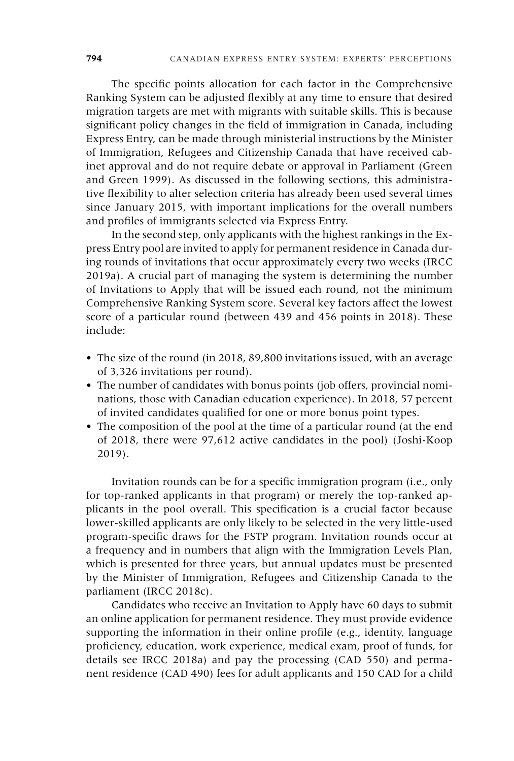The specific points allocation for each factor in the Comprehensive Ranking System can be adjusted flexibly at any time to ensure that desired migration targets are met with migrants with suitable skills. This is because significant policy changes in the field of immigration in Canada, including Express Entry, can be made through ministerial instructions by the Minister of Immigration, Refugees and Citizenship Canada that have received cabinet approval and do not require debate or approval in Parliament (Green and Green 1999). As discussed in the following sections, this administrative flexibility to alter selection criteria has already been used several times since January 2015, with important implications for the overall numbers and profiles of immigrants selected via Express Entry.

In the second step, only applicants with the highest rankings in the Express Entry pool are invited to apply for permanent residence in Canada during rounds of invitations that occur approximately every two weeks (IRCC 2019a). A crucial part of managing the system is determining the number of Invitations to Apply that will be issued each round, not the minimum Comprehensive Ranking System score. Several key factors affect the lowest score of a particular round (between 439 and 456 points in 2018). These include:

- The size of the round (in 2018, 89,800 invitations issued, with an average of 3,326 invitations per round).
- The number of candidates with bonus points (job offers, provincial nominations, those with Canadian education experience). In 2018, 57 percent of invited candidates qualified for one or more bonus point types.
- The composition of the pool at the time of a particular round (at the end of 2018, there were 97,612 active candidates in the pool) (Joshi-Koop 2019).

Invitation rounds can be for a specific immigration program (i.e., only for top-ranked applicants in that program) or merely the top-ranked applicants in the pool overall. This specification is a crucial factor because lower-skilled applicants are only likely to be selected in the very little-used program-specific draws for the FSTP program. Invitation rounds occur at a frequency and in numbers that align with the Immigration Levels Plan, which is presented for three years, but annual updates must be presented by the Minister of Immigration, Refugees and Citizenship Canada to the parliament (IRCC 2018c).

Candidates who receive an Invitation to Apply have 60 days to submit an online application for permanent residence. They must provide evidence supporting the information in their online profile (e.g., identity, language proficiency, education, work experience, medical exam, proof of funds, for details see IRCC 2018a) and pay the processing (CAD 550) and permanent residence (CAD 490) fees for adult applicants and 150 CAD for a child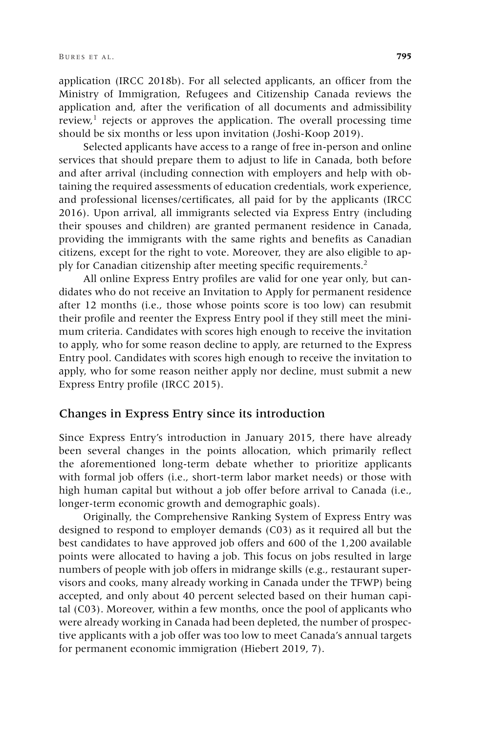application (IRCC 2018b). For all selected applicants, an officer from the Ministry of Immigration, Refugees and Citizenship Canada reviews the application and, after the verification of all documents and admissibility review,[1] rejects or approves the application. The overall processing time should be six months or less upon invitation (Joshi-Koop 2019).

Selected applicants have access to a range of free in-person and online services that should prepare them to adjust to life in Canada, both before and after arrival (including connection with employers and help with obtaining the required assessments of education credentials, work experience, and professional licenses/certificates, all paid for by the applicants (IRCC 2016). Upon arrival, all immigrants selected via Express Entry (including their spouses and children) are granted permanent residence in Canada, providing the immigrants with the same rights and benefits as Canadian citizens, except for the right to vote. Moreover, they are also eligible to apply for Canadian citizenship after meeting specific requirements.[2]

All online Express Entry profiles are valid for one year only, but candidates who do not receive an Invitation to Apply for permanent residence after 12 months (i.e., those whose points score is too low) can resubmit their profile and reenter the Express Entry pool if they still meet the minimum criteria. Candidates with scores high enough to receive the invitation to apply, who for some reason decline to apply, are returned to the Express Entry pool. Candidates with scores high to receive the invitation to apply, who for some reason neither apply nor decline, must submit a new Express Entry profile (IRCC 2015).

## Changes in Express Entry since its introduction

Since Express Entry's introduction in January 2015, there have already been several changes in the points allocation, which primarily reflect the aforementioned long-term debate whether to prioritize applicants with formal job offers (i.e., short-term labor market needs) or those with high human capital but without a job offer before arrival to Canada (i.e., longer-term economic growth and demographic goals).

Originally, the Comprehensive Ranking System of Express Entry was designed to respond to employer demands (C03) as it required all but the best candidates to have approved job offers and 600 of the 1,200 available points were allocated to having a job. This focus on jobs resulted in large numbers of people with job offers in midrange skills (e.g., restaurant supervisors and cooks, many already working in Canada under the TFWP) being accepted, and only about 40 percent selected based on their human capital (C03). Moreover, within a few months, once the pool of applicants who were already working in Canada had been depleted, the number of prospective applicants with a job offer was too low to meet Canada's annual targets for permanent economic immigration (Hiebert 2019, 7).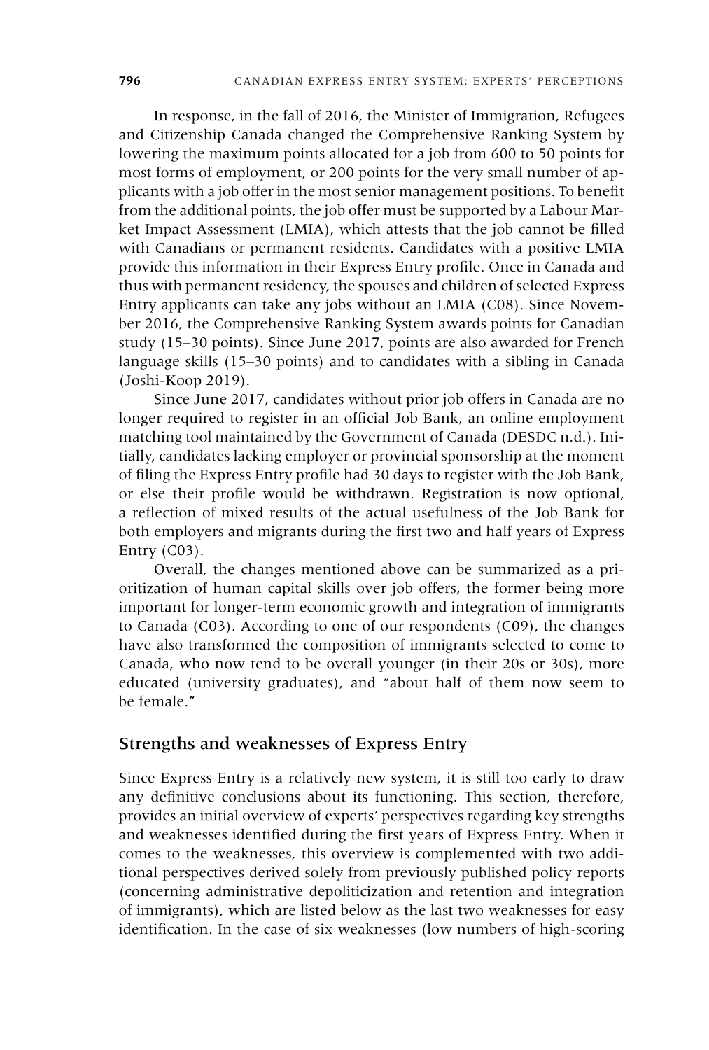In response, in the fall of 2016, the Minister of Immigration, Refugees and Citizenship Canada changed the Comprehensive Ranking System by lowering the maximum points allocated for a job from 600 to 50 points for most forms of employment, or 200 points for the very small number of applicants with a job offer in the most senior management positions. To benefit from the additional points, the job offer must be supported by a Labour Market Impact Assessment (LMIA), which attests that the job cannot be filled with Canadians or permanent residents. Candidates with a positive LMIA provide this information in their Express Entry profile. Once in Canada and thus with permanent residency, the spouses and children of selected Express Entry applicants can take any jobs without an LMIA (C08). Since November 2016, the Comprehensive Ranking System awards points for Canadian study (15–30 points). Since June 2017, points are also awarded for French language skills (15–30 points) and to candidates with a sibling in Canada (Joshi-Koop 2019).

Since June 2017, candidates without prior job offers in Canada are no longer required to register in an official Job Bank, an online employment matching tool maintained by the Government of Canada (DESDC n.d.). Initially, candidates lacking employer or provincial sponsorship at the moment of filing the Express Entry profile had 30 days to register with the Job Bank, or else their profile would be withdrawn. Registration is now optional, a reflection of mixed results of the actual usefulness of the Job Bank for both employers and migrants during the first two and half years of Express Entry (C03).

Overall, the changes mentioned above can be summarized as a prioritization of human capital skills over job offers, the former being more important for longer-term economic growth and integration of immigrants to Canada (C03). According to one of our respondents (C09), the changes have also transformed the composition of immigrants selected to come to Canada, who now tend to be overall younger (in their 20s or 30s), more educated (university graduates), and "about half of them now seem to be female."

## Strengths and weaknesses of Express Entry

Since Express Entry is a relatively new system, it is still too early to draw any definitive conclusions about its functioning. This section, therefore, provides an initial overview of experts' perspectives regarding key strengths and weaknesses identified during the first years of Express Entry. When it comes to the weaknesses, this overview is complemented with two additional perspectives derived solely from previously published policy reports (concerning administrative depoliticization and retention and integration of immigrants), which are listed below as the last two weaknesses for easy identification. In the case of six weaknesses (low numbers of high-scoring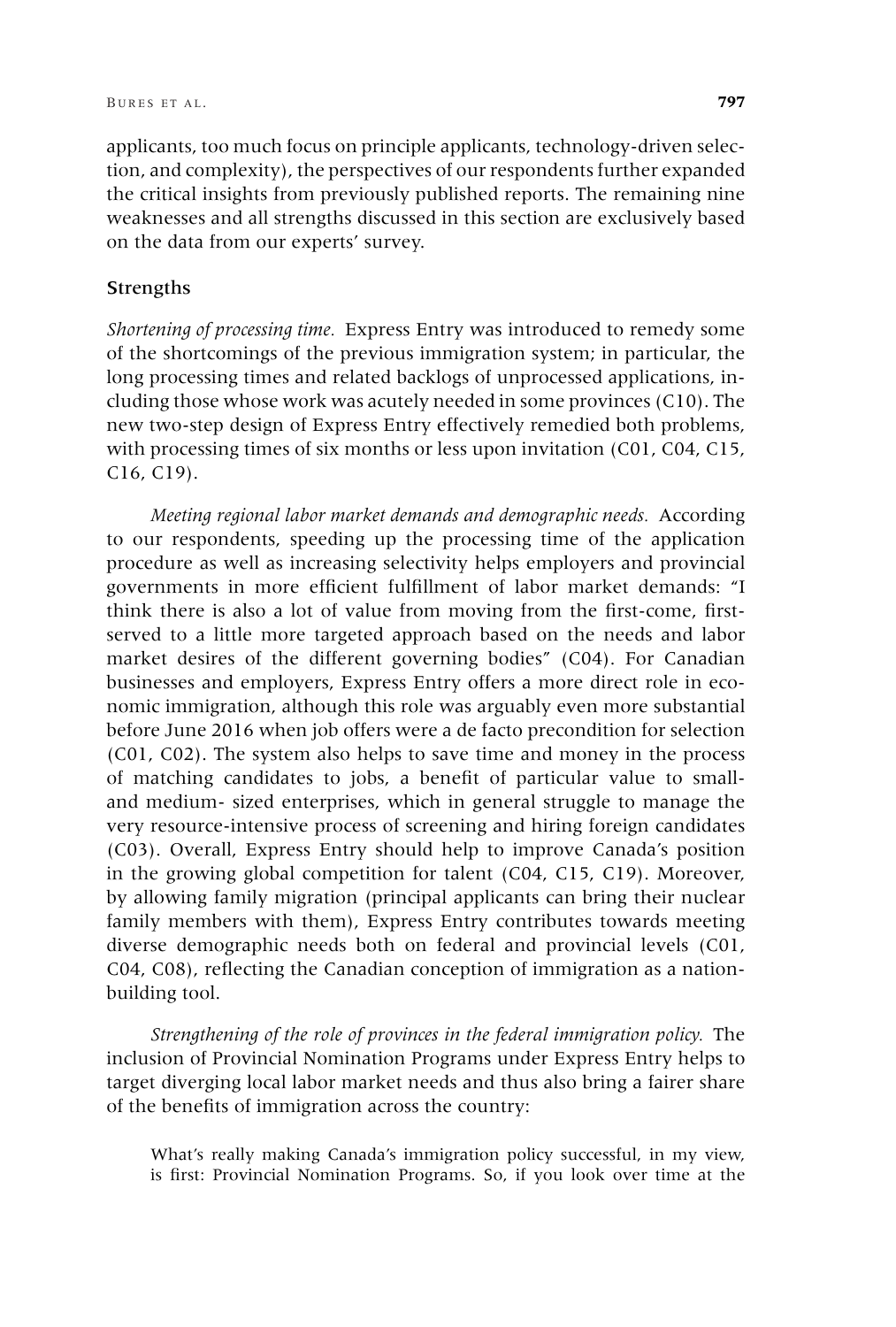applicants, too much focus on principle applicants, technology-driven selection, and complexity), the perspectives of our respondents further expanded the critical insights from previously published reports. The remaining nine weaknesses and all strengths discussed in this section are exclusively based on the data from our experts' survey.

### Strengths

*Shortening of processing time.* Express Entry was introduced to remedy some of the shortcomings of the previous immigration system; in particular, the long processing times and related backlogs of unprocessed applications, including those whose work was acutely needed in some provinces (C10). The new two-step design of Express Entry effectively remedied both problems, with processing times of six months or less upon invitation (C01, C04, C15, C16, C19).

*Meeting regional labor market demands and demographic needs.* According to our respondents, speeding up the processing time of the application procedure as well as increasing selectivity helps employers and provincial governments in more efficient fulfillment of labor market demands: "I think there is also a lot of value from moving from the first-come, first-served to a little more targeted approach based on the needs and labor market desires of the different governing bodies" (C04). For Canadian businesses and employers, Express Entry offers a more direct role in economic immigration, although this role was arguably even more substantial before June 2016 when job offers were a de facto precondition for selection (C01, C02). The system also helps to save time and money in the process of matching candidates to jobs, a benefit of particular value to small- and medium- sized enterprises, which in general struggle to manage the very resource-intensive process of screening and hiring foreign candidates (C03). Overall, Express Entry should help to improve Canada's position in the growing global competition for talent (C04, C15, C19). Moreover, by allowing family migration (principal applicants can bring their nuclear family members with them), Express Entry contributes towards meeting diverse demographic needs both on federal and provincial levels (C01, C04, C08), reflecting the Canadian conception of immigration as a nation-building tool.

*Strengthening of the role of provinces in the federal immigration policy.* The inclusion of Provincial Nomination Programs under Express Entry helps to target diverging local labor market needs and thus also bring a fairer share of the benefits of immigration across the country:

> What's really making Canada's immigration policy successful, in my view, is first: Provincial Nomination Programs. So, if you look over time at the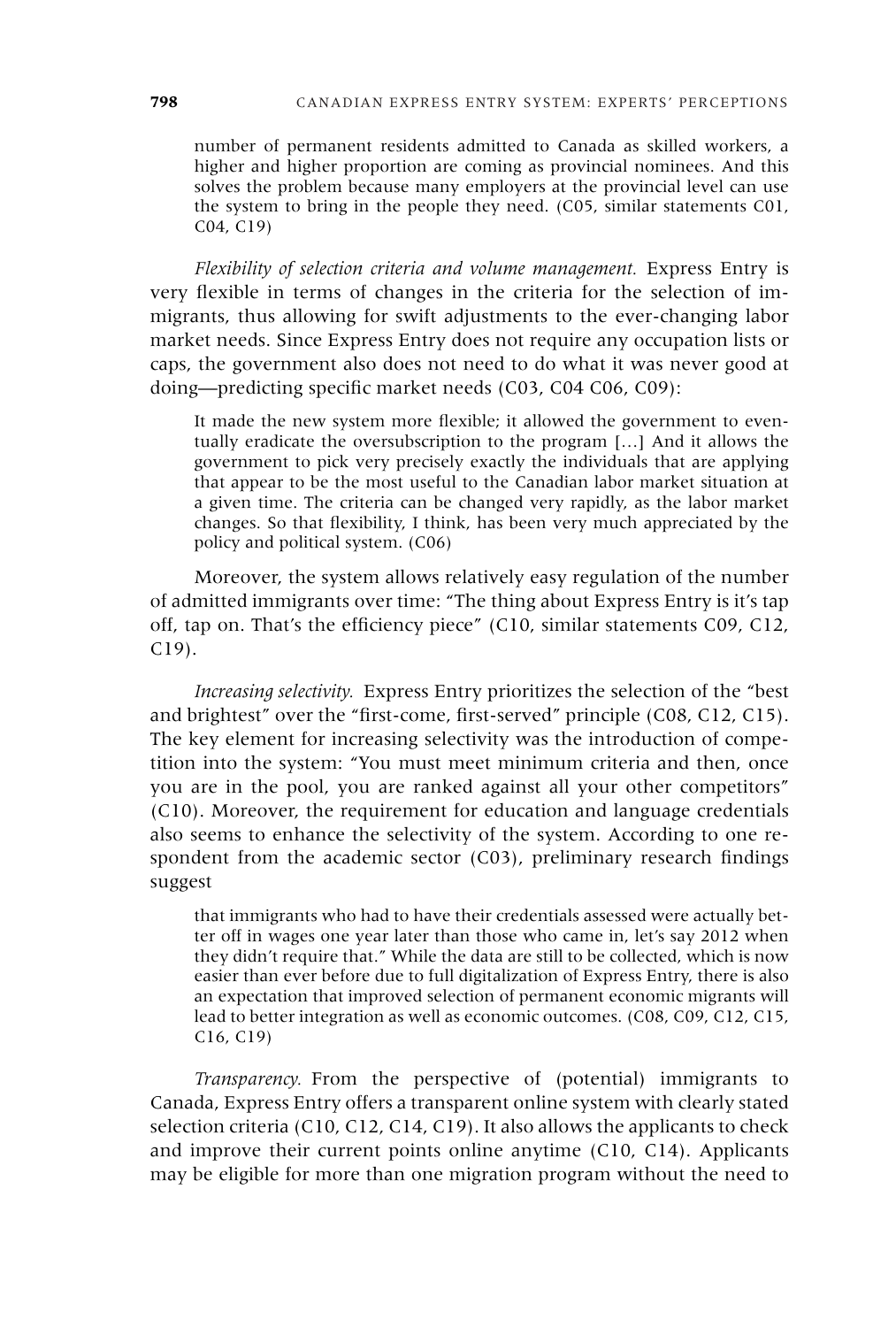> number of permanent residents admitted to Canada as skilled workers, a higher and higher proportion are coming as provincial nominees. And this solves the problem because many employers at the provincial level can use the system to bring in the people they need. (C05, similar statements C01, C04, C19)

*Flexibility of selection criteria and volume management.* Express Entry is very flexible in terms of changes in the criteria for the selection of immigrants, thus allowing for swift adjustments to the ever-changing labor market needs. Since Express Entry does not require any occupation lists or caps, the government also does not need to do what it was never good at doing—predicting specific market needs (C03, C04 C06, C09):

> It made the new system more flexible; it allowed the government to eventually eradicate the oversubscription to the program [...] And it allows the government to pick very precisely exactly the individuals that are applying that appear to be the most useful to the Canadian labor market situation at a given time. The criteria can be changed very rapidly, as the labor market changes. So that flexibility, I think, has been very much appreciated by the policy and political system. (C06)

Moreover, the system allows relatively easy regulation of the number of admitted immigrants over time: "The thing about Express Entry is it's tap off, tap on. That's the efficiency piece" (C10, similar statements C09, C12, C19).

*Increasing selectivity.* Express Entry prioritizes the selection of the "best and brightest" over the "first-come, first-served" principle (C08, C12, C15). The key element for increasing selectivity was the introduction of competition into the system: "You must meet minimum criteria and then, once you are in the pool, you are ranked against all your other competitors" (C10). Moreover, the requirement for education and language credentials also seems to enhance the selectivity of the system. According to one respondent from the academic sector (C03), preliminary research findings suggest

> that immigrants who had to have their credentials assessed were actually better off in wages one year later than those who came in, let's say 2012 when they didn't require that." While the data are still to be collected, which is now easier than ever before due to full digitalization of Express Entry, there is also an expectation that improved selection of permanent economic migrants will lead to better integration as well as economic outcomes. (C08, C09, C12, C15, C16, C19)

*Transparency.* From the perspective of (potential) immigrants to Canada, Express Entry offers a transparent online system with clearly stated selection criteria (C10, C12, C14, C19). It also allows the applicants to check and improve their current points online anytime (C10, C14). Applicants may be eligible for more than one migration program without the need to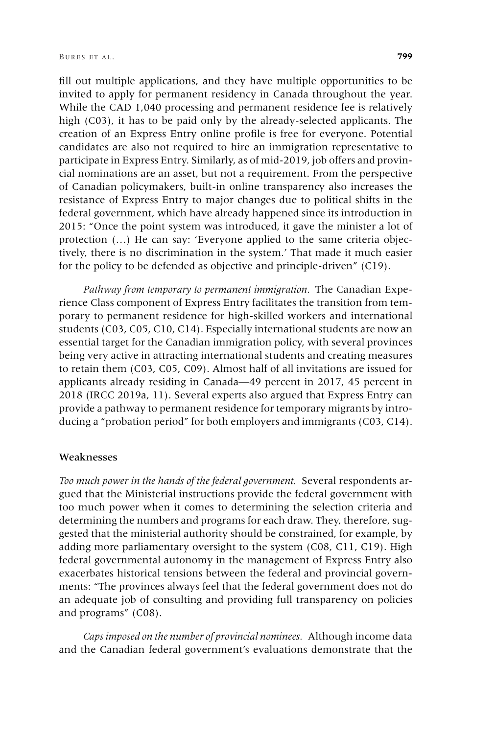fill out multiple applications, and they have multiple opportunities to be invited to apply for permanent residency in Canada throughout the year. While the CAD 1,040 processing and permanent residence fee is relatively high (C03), it has to be paid only by the already-selected applicants. The creation of an Express Entry online profile is free for everyone. Potential candidates are also not required to hire an immigration representative to participate in Express Entry. Similarly, as of mid-2019, job offers and provincial nominations are an asset, but not a requirement. From the perspective of Canadian policymakers, built-in online transparency also increases the resistance of Express Entry to major changes due to political shifts in the federal government, which have already happened since its introduction in 2015: "Once the point system was introduced, it gave the minister a lot of protection (…) He can say: 'Everyone applied to the same criteria objectively, there is no discrimination in the system.' That made it much easier for the policy to be defended as objective and principle-driven" (C19).

*Pathway from temporary to permanent immigration.* The Canadian Experience Class component of Express Entry facilitates the transition from temporary to permanent residence for high-skilled workers and international students (C03, C05, C10, C14). Especially international students are now an essential target for the Canadian immigration policy, with several provinces being very active in attracting international students and creating measures to retain them (C03, C05, C09). Almost half of all invitations are issued for applicants already residing in Canada—49 percent in 2017, 45 percent in 2018 (IRCC 2019a, 11). Several experts also argued that Express Entry can provide a pathway to permanent residence for temporary migrants by introducing a "probation period" for both employers and immigrants (C03, C14).

### Weaknesses

*Too much power in the hands of the federal government.* Several respondents argued that the Ministerial instructions provide the federal government with too much power when it comes to determining the selection criteria and determining the numbers and programs for each draw. They, therefore, suggested that the ministerial authority should be constrained, for example, by adding more parliamentary oversight to the system (C08, C11, C19). High federal governmental autonomy in the management of Express Entry also exacerbates historical tensions between the federal and provincial governments: "The provinces always feel that the federal government does not do an adequate job of consulting and providing full transparency on policies and programs" (C08).

*Caps imposed on the number of provincial nominees.* Although income data and the Canadian federal government's evaluations demonstrate that the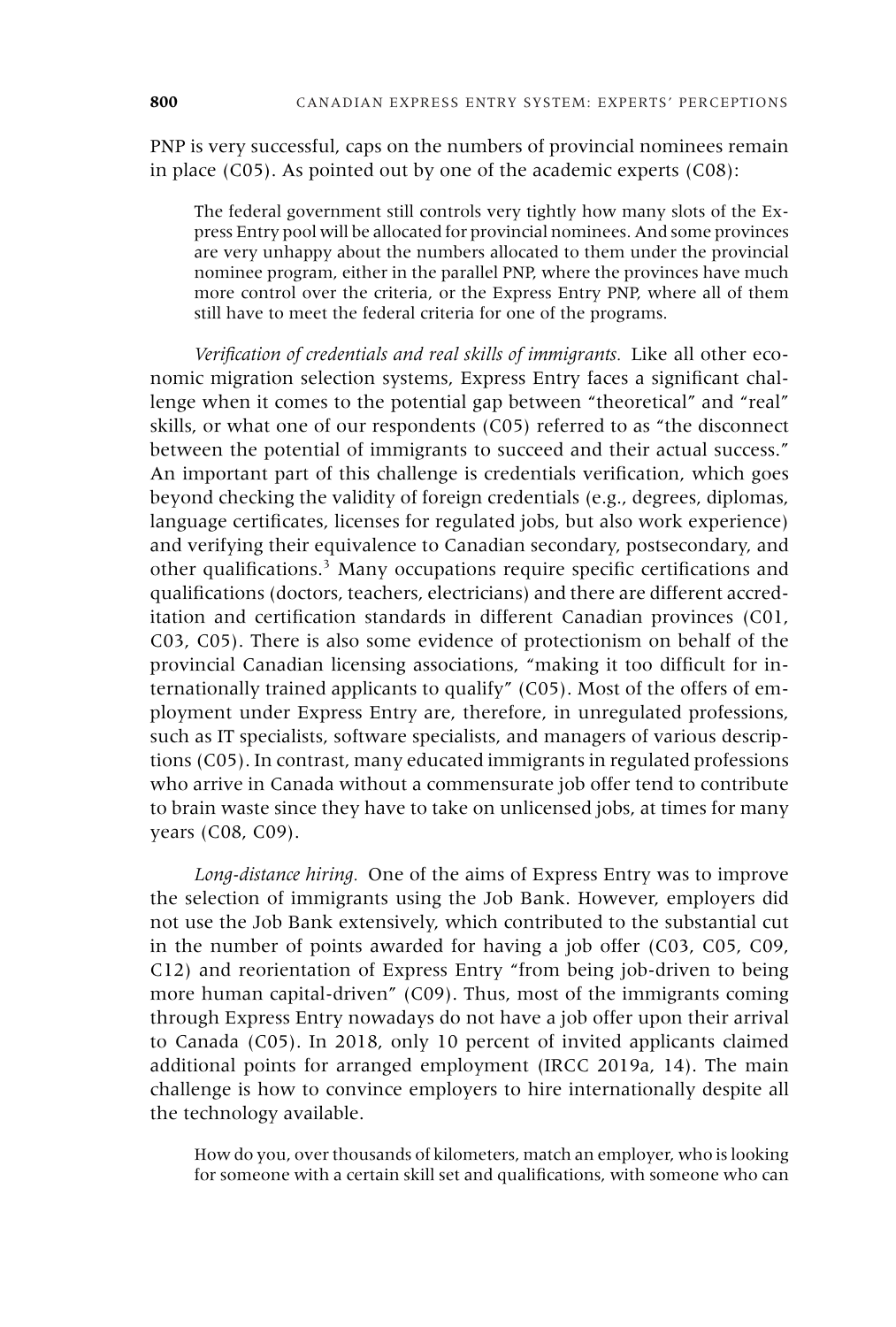PNP is very successful, caps on the numbers of provincial nominees remain in place (C05). As pointed out by one of the academic experts (C08):

> The federal government still controls very tightly how many slots of the Express Entry pool will be allocated for provincial nominees. And some provinces are very unhappy about the numbers allocated to them under the provincial nominee program, either in the parallel PNP, where the provinces have much more control over the criteria, or the Express Entry PNP, where all of them still have to meet the federal criteria for one of the programs.

*Verification of credentials and real skills of immigrants.* Like all other economic migration selection systems, Express Entry faces a significant challenge when it comes to the potential gap between "theoretical" and "real" skills, or what one of our respondents (C05) referred to as "the disconnect between the potential of immigrants to succeed and their actual success." An important part of this challenge is credentials verification, which goes beyond checking the validity of foreign credentials (e.g., degrees, diplomas, language certificates, licenses for regulated jobs, but also work experience) and verifying their equivalence to Canadian secondary, postsecondary, and other qualifications.[3] Many occupations require specific certifications and qualifications (doctors, teachers, electricians) and there are different accreditation and certification standards in different Canadian provinces (C01, C03, C05). There is also some evidence of protectionism on behalf of the provincial Canadian licensing associations, "making it too difficult for internationally trained applicants to qualify" (C05). Most of the offers of employment under Express Entry are, therefore, in unregulated professions, such as IT specialists, software specialists, and managers of various descriptions (C05). In contrast, many educated immigrants in regulated professions who arrive in Canada without a commensurate job offer tend to contribute to brain waste since they have to take on unlicensed jobs, at times for many years (C08, C09).

*Long-distance hiring.* One of the aims of Express Entry was to improve the selection of immigrants using the Job Bank. However, employers did not use the Job Bank extensively, which contributed to the substantial cut in the number of points awarded for having a job offer (C03, C05, C09, C12) and reorientation of Express Entry "from being job-driven to being more human capital-driven" (C09). Thus, most of the immigrants coming through Express Entry nowadays do not have a job offer upon their arrival to Canada (C05). In 2018, only 10 percent of invited applicants claimed additional points for arranged employment (IRCC 2019a, 14). The main challenge is how to convince employers to hire internationally despite all the technology available.

> How do you, over thousands of kilometers, match an employer, who is looking for someone with a certain skill set and qualifications, with someone who can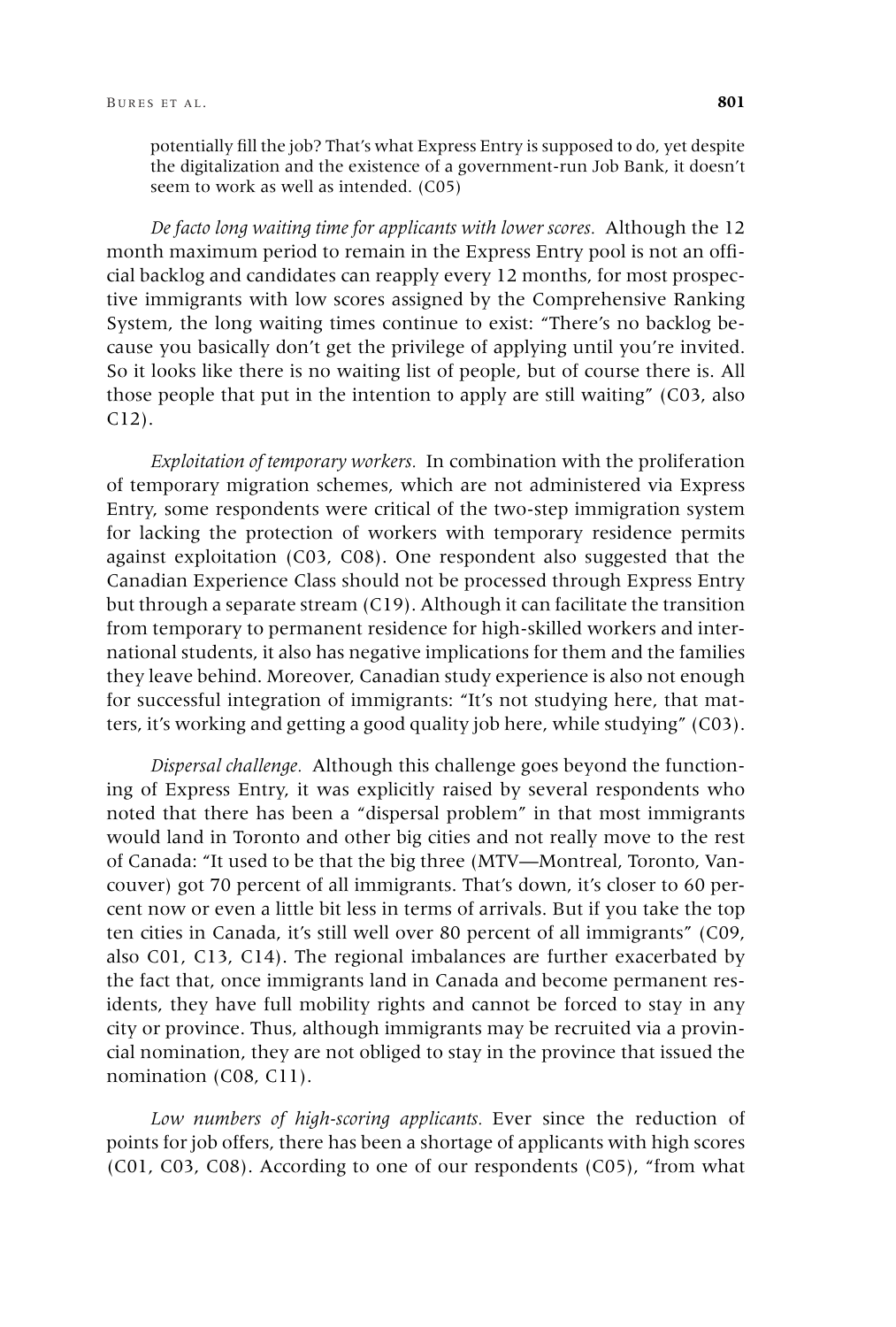potentially fill the job? That's what Express Entry is supposed to do, yet despite the digitalization and the existence of a government-run Job Bank, it doesn't seem to work as well as intended. (C05)

*De facto long waiting time for applicants with lower scores.* Although the 12 month maximum period to remain in the Express Entry pool is not an official backlog and candidates can reapply every 12 months, for most prospective immigrants with low scores assigned by the Comprehensive Ranking System, the long waiting times continue to exist: "There's no backlog because you basically don't get the privilege of applying until you're invited. So it looks like there is no waiting list of people, but of course there is. All those people that put in the intention to apply are still waiting" (C03, also C12).

*Exploitation of temporary workers.* In combination with the proliferation of temporary migration schemes, which are not administered via Express Entry, some respondents were critical of the two-step immigration system for lacking the protection of workers with temporary residence permits against exploitation (C03, C08). One respondent also suggested that the Canadian Experience Class should not be processed through Express Entry but through a separate stream (C19). Although it can facilitate the transition from temporary to permanent residence for high-skilled workers and international students, it also has negative implications for them and the families they leave behind. Moreover, Canadian study experience is also not enough for successful integration of immigrants: "It's not studying here, that matters, it's working and getting a good quality job here, while studying" (C03).

*Dispersal challenge.* Although this challenge goes beyond the functioning of Express Entry, it was explicitly raised by several respondents who noted that there has been a "dispersal problem" in that most immigrants would land in Toronto and other big cities and not really move to the rest of Canada: "It used to be that the big three (MTV—Montreal, Toronto, Vancouver) got 70 percent of all immigrants. That's down, it's closer to 60 percent now or even a little bit less in terms of arrivals. But if you take the top ten cities in Canada, it's still well over 80 percent of all immigrants" (C09, also C01, C13, C14). The regional imbalances are further exacerbated by the fact that, once immigrants land in Canada and become permanent residents, they have full mobility rights and cannot be forced to stay in any city or province. Thus, although immigrants may be recruited via a provincial nomination, they are not obliged to stay in the province that issued the nomination (C08, C11).

*Low numbers of high-scoring applicants.* Ever since the reduction of points for job offers, there has been a shortage of applicants with high scores (C01, C03, C08). According to one of our respondents (C05), "from what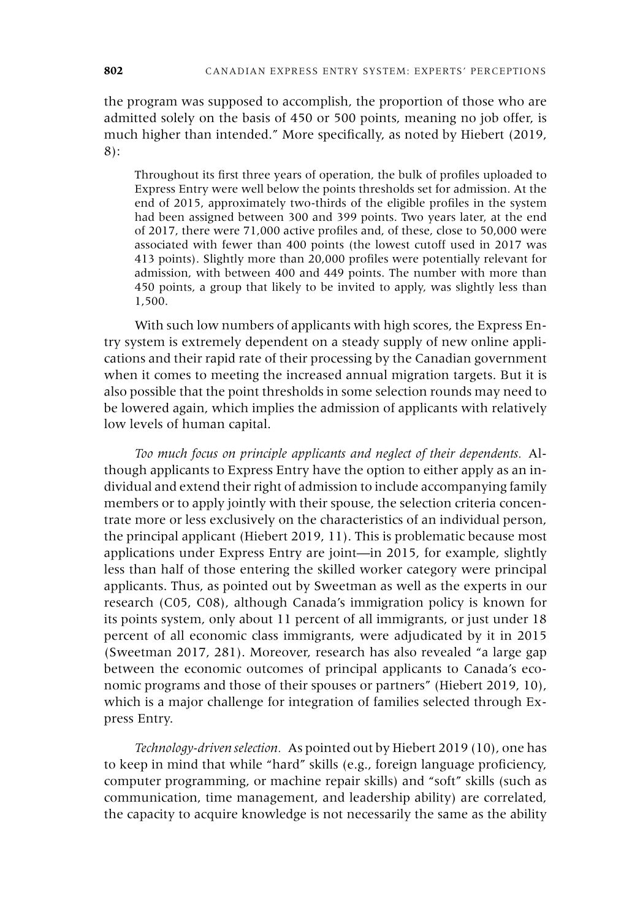the program was supposed to accomplish, the proportion of those who are admitted solely on the basis of 450 or 500 points, meaning no job offer, is much higher than intended." More specifically, as noted by Hiebert (2019, 8):

> Throughout its first three years of operation, the bulk of profiles uploaded to Express Entry were well below the points thresholds set for admission. At the end of 2015, approximately two-thirds of the eligible profiles in the system had been assigned between 300 and 399 points. Two years later, at the end of 2017, there were 71,000 active profiles and, of these, close to 50,000 were associated with fewer than 400 points (the lowest cutoff used in 2017 was 413 points). Slightly more than 20,000 profiles were potentially relevant for admission, with between 400 and 449 points. The number with more than 450 points, a group that likely to be invited to apply, was slightly less than 1,500.

With such low numbers of applicants with high scores, the Express Entry system is extremely dependent on a steady supply of new online applications and their rapid rate of their processing by the Canadian government when it comes to meeting the increased annual migration targets. But it is also possible that the point thresholds in some selection rounds may need to be lowered again, which implies the admission of applicants with relatively low levels of human capital.

*Too much focus on principle applicants and neglect of their dependents.* Although applicants to Express Entry have the option to either apply as an individual and extend their right of admission to include accompanying family members or to apply jointly with their spouse, the selection criteria concentrate more or less exclusively on the characteristics of an individual person, the principal applicant (Hiebert 2019, 11). This is problematic because most applications under Express Entry are joint—in 2015, for example, slightly less than half of those entering the skilled worker category were principal applicants. Thus, as pointed out by Sweetman as well as the experts in our research (C05, C08), although Canada's immigration policy is known for its points system, only about 11 percent of all immigrants, or just under 18 percent of all economic class immigrants, were adjudicated by it in 2015 (Sweetman 2017, 281). Moreover, research has also revealed "a large gap between the economic outcomes of principal applicants to Canada's economic programs and those of their spouses or partners" (Hiebert 2019, 10), which is a major challenge for integration of families selected through Express Entry.

*Technology-driven selection.* As pointed out by Hiebert 2019 (10), one has to keep in mind that while "hard" skills (e.g., foreign language proficiency, computer programming, or machine repair skills) and "soft" skills (such as communication, time management, and leadership ability) are correlated, the capacity to acquire knowledge is not necessarily the same as the ability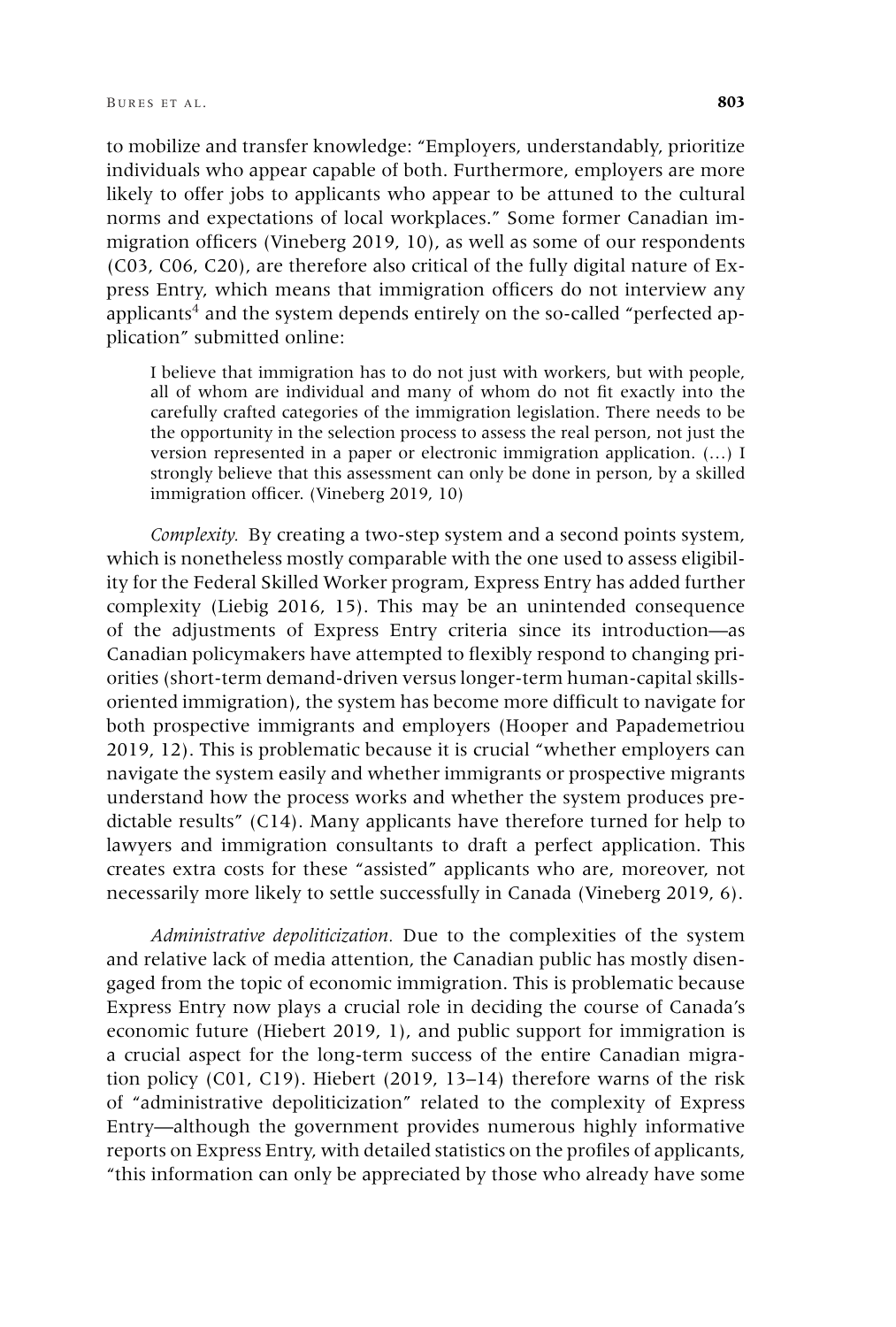to mobilize and transfer knowledge: "Employers, understandably, prioritize individuals who appear capable of both. Furthermore, employers are more likely to offer jobs to applicants who appear to be attuned to the cultural norms and expectations of local workplaces." Some former Canadian immigration officers (Vineberg 2019, 10), as well as some of our respondents (C03, C06, C20), are therefore also critical of the fully digital nature of Express Entry, which means that immigration officers do not interview any applicants[4] and the system depends entirely on the so-called "perfected application" submitted online:

> I believe that immigration has to do not just with workers, but with people, all of whom are individual and many of whom do not fit exactly into the carefully crafted categories of the immigration legislation. There needs to be the opportunity in the selection process to assess the real person, not just the version represented in a paper or electronic immigration application. (…) I strongly believe that this assessment can only be done in person, by a skilled immigration officer. (Vineberg 2019, 10)

*Complexity.* By creating a two-step system and a second points system, which is nonetheless mostly comparable with the one used to assess eligibility for the Federal Skilled Worker program, Express Entry has added further complexity (Liebig 2016, 15). This may be an unintended consequence of the adjustments of Express Entry criteria since its introduction—as Canadian policymakers have attempted to flexibly respond to changing priorities (short-term demand-driven versus longer-term human-capital skills-oriented immigration), the system has become more difficult to navigate for both prospective immigrants and employers (Hooper and Papademetriou 2019, 12). This is problematic because it is crucial "whether employers can navigate the system easily and whether immigrants or prospective migrants understand how the process works and whether the system produces predictable results" (C14). Many applicants have therefore turned for help to lawyers and immigration consultants to draft a perfect application. This creates extra costs for these "assisted" applicants who are, moreover, not necessarily more likely to settle successfully in Canada (Vineberg 2019, 6).

*Administrative depoliticization.* Due to the complexities of the system and relative lack of media attention, the Canadian public has mostly disengaged from the topic of economic immigration. This is problematic because Express Entry now plays a crucial role in deciding the course of Canada's economic future (Hiebert 2019, 1), and public support for immigration is a crucial aspect for the long-term success of the entire Canadian migration policy (C01, C19). Hiebert (2019, 13–14) therefore warns of the risk of "administrative depoliticization" related to the complexity of Express Entry—although the government provides numerous highly informative reports on Express Entry, with detailed statistics on the profiles of applicants, "this information can only be appreciated by those who already have some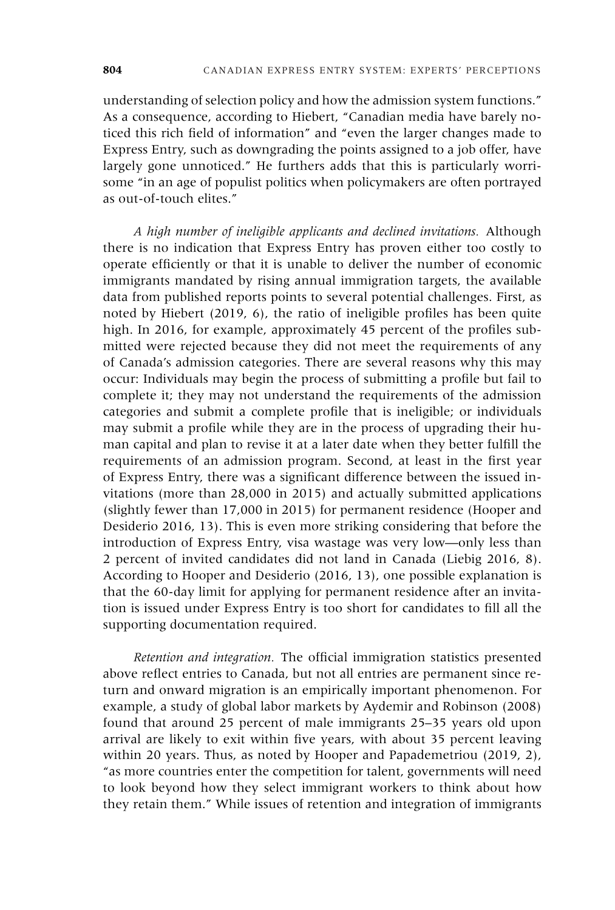understanding of selection policy and how the admission system functions." As a consequence, according to Hiebert, "Canadian media have barely noticed this rich field of information" and "even the larger changes made to Express Entry, such as downgrading the points assigned to a job offer, have largely gone unnoticed." He furthers adds that this is particularly worrisome "in an age of populist politics when policymakers are often portrayed as out-of-touch elites."

*A high number of ineligible applicants and declined invitations.* Although there is no indication that Express Entry has proven either too costly to operate efficiently or that it is unable to deliver the number of economic immigrants mandated by rising annual immigration targets, the available data from published reports points to several potential challenges. First, as noted by Hiebert (2019, 6), the ratio of ineligible profiles has been quite high. In 2016, for example, approximately 45 percent of the profiles submitted were rejected because they did not meet the requirements of any of Canada's admission categories. There are several reasons why this may occur: Individuals may begin the process of submitting a profile but fail to complete it; they may not understand the requirements of the admission categories and submit a complete profile that is ineligible; or individuals may submit a profile while they are in the process of upgrading their human capital and plan to revise it at a later date when they better fulfill the requirements of an admission program. Second, at least in the first year of Express Entry, there was a significant difference between the issued invitations (more than 28,000 in 2015) and actually submitted applications (slightly fewer than 17,000 in 2015) for permanent residence (Hooper and Desiderio 2016, 13). This is even more striking considering that before the introduction of Express Entry, visa wastage was very low—only less than 2 percent of invited candidates did not land in Canada (Liebig 2016, 8). According to Hooper and Desiderio (2016, 13), one possible explanation is that the 60-day limit for applying for permanent residence after an invitation is issued under Express Entry is too short for candidates to fill all the supporting documentation required.

*Retention and integration.* The official immigration statistics presented above reflect entries to Canada, but not all entries are permanent since return and onward migration is an empirically important phenomenon. For example, a study of global labor markets by Aydemir and Robinson (2008) found that around 25 percent of male immigrants 25–35 years old upon arrival are likely to exit within five years, with about 35 percent leaving within 20 years. Thus, as noted by Hooper and Papademetriou (2019, 2), "as more countries enter the competition for talent, governments will need to look beyond how they select immigrant workers to think about how they retain them." While issues of retention and integration of immigrants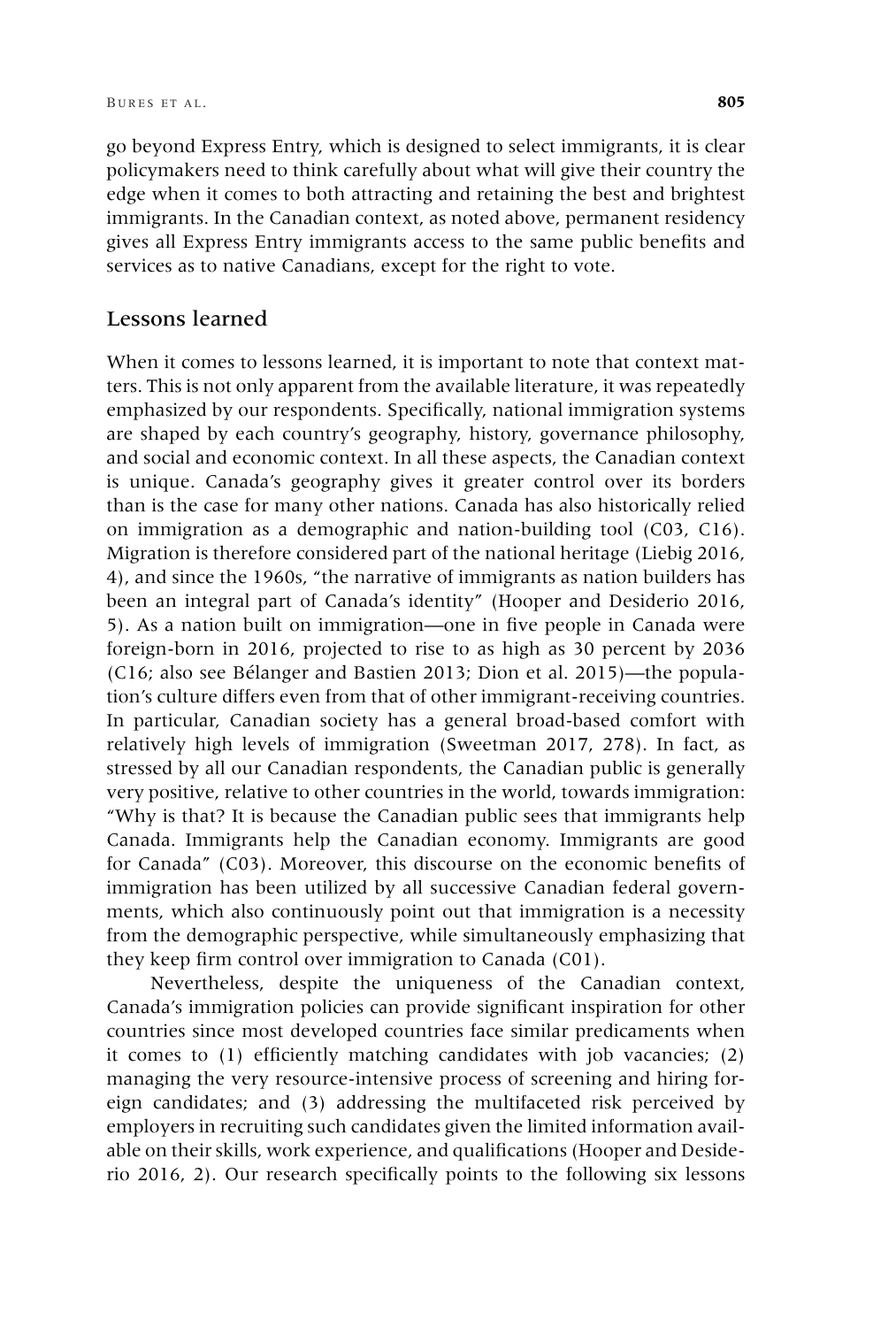go beyond Express Entry, which is designed to select immigrants, it is clear policymakers need to think carefully about what will give their country the edge when it comes to both attracting and retaining the best and brightest immigrants. In the Canadian context, as noted above, permanent residency gives all Express Entry immigrants access to the same public benefits and services as to native Canadians, except for the right to vote.

## Lessons learned

When it comes to lessons learned, it is important to note that context matters. This is not only apparent from the available literature, it was repeatedly emphasized by our respondents. Specifically, national immigration systems are shaped by each country's geography, history, governance philosophy, and social and economic context. In all these aspects, the Canadian context is unique. Canada's geography gives it greater control over its borders than is the case for many other nations. Canada has also historically relied on immigration as a demographic and nation-building tool (C03, C16). Migration is therefore considered part of the national heritage (Liebig 2016, 4), and since the 1960s, "the narrative of immigrants as nation builders has been an integral part of Canada's identity" (Hooper and Desiderio 2016, 5). As a nation built on immigration—one in five people in Canada were foreign-born in 2016, projected to rise to as high as 30 percent by 2036 (C16; also see Bélanger and Bastien 2013; Dion et al. 2015)—the population's culture differs even from that of other immigrant-receiving countries. In particular, Canadian society has a general broad-based comfort with relatively high levels of immigration (Sweetman 2017, 278). In fact, as stressed by all our Canadian respondents, the Canadian public is generally very positive, relative to other countries in the world, towards immigration: "Why is that? It is because the Canadian public sees that immigrants help Canada. Immigrants help the Canadian economy. Immigrants are good for Canada" (C03). Moreover, this discourse on the economic benefits of immigration has been utilized by all successive Canadian federal governments, which also continuously point out that immigration is a necessity from the demographic perspective, while simultaneously emphasizing that they keep firm control over immigration to Canada (C01).

Nevertheless, despite the uniqueness of the Canadian context, Canada's immigration policies can provide significant inspiration for other countries since most developed countries face similar predicaments when it comes to (1) efficiently matching candidates with job vacancies; (2) managing the very resource-intensive process of screening and hiring foreign candidates; and (3) addressing the multifaceted risk perceived by employers in recruiting such candidates given the limited information available on their skills, work experience, and qualifications (Hooper and Desiderio 2016, 2). Our research specifically points to the following six lessons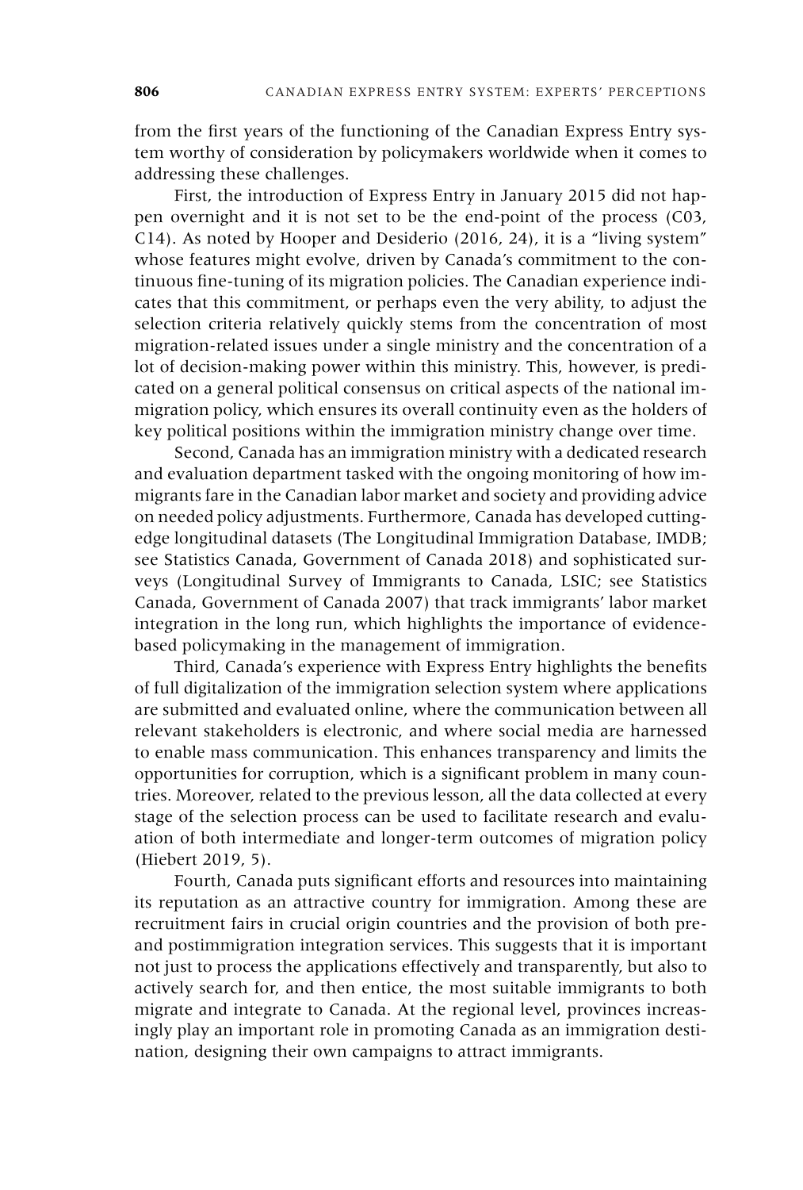from the first years of the functioning of the Canadian Express Entry system worthy of consideration by policymakers worldwide when it comes to addressing these challenges.

First, the introduction of Express Entry in January 2015 did not happen overnight and it is not set to be the end-point of the process (C03, C14). As noted by Hooper and Desiderio (2016, 24), it is a "living system" whose features might evolve, driven by Canada's commitment to the continuous fine-tuning of its migration policies. The Canadian experience indicates that this commitment, or perhaps even the very ability, to adjust the selection criteria relatively quickly stems from the concentration of most migration-related issues under a single ministry and the concentration of a lot of decision-making power within this ministry. This, however, is predicated on a general political consensus on critical aspects of the national immigration policy, which ensures its overall continuity even as the holders of key political positions within the immigration ministry change over time.

Second, Canada has an immigration ministry with a dedicated research and evaluation department tasked with the ongoing monitoring of how immigrants fare in the Canadian labor market and society and providing advice on needed policy adjustments. Furthermore, Canada has developed cutting-edge longitudinal datasets (The Longitudinal Immigration Database, IMDB; see Statistics Canada, Government of Canada 2018) and sophisticated surveys (Longitudinal Survey of Immigrants to Canada, LSIC; see Statistics Canada, Government of Canada 2007) that track immigrants' labor market integration in the long run, which highlights the importance of evidence-based policymaking in the management of immigration.

Third, Canada's experience with Express Entry highlights the benefits of full digitalization of the immigration selection system where applications are submitted and evaluated online, where the communication between all relevant stakeholders is electronic, and where social media are harnessed to enable mass communication. This enhances transparency and limits the opportunities for corruption, which is a significant problem in many countries. Moreover, related to the previous lesson, all the data collected at every stage of the selection process can be used to facilitate research and evaluation of both intermediate and longer-term outcomes of migration policy (Hiebert 2019, 5).

Fourth, Canada puts significant efforts and resources into maintaining its reputation as an attractive country for immigration. Among these are recruitment fairs in crucial origin countries and the provision of both pre- and postimmigration integration services. This suggests that it is important not just to process the applications effectively and transparently, but also to actively search for, and then entice, the most suitable immigrants to both migrate and integrate to Canada. At the regional level, provinces increasingly play an important role in promoting Canada as an immigration destination, designing their own campaigns to attract immigrants.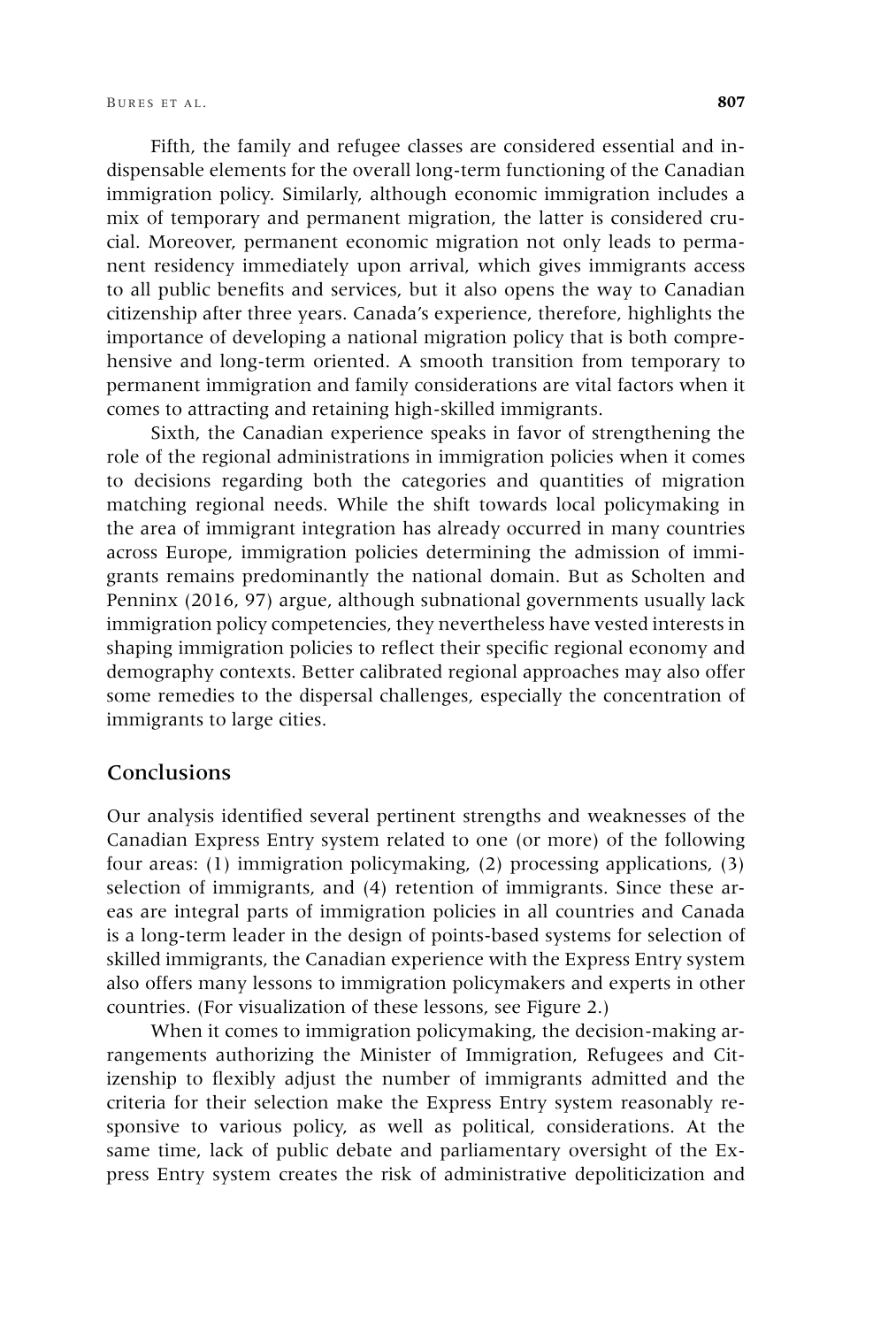Fifth, the family and refugee classes are considered essential and indispensable elements for the overall long-term functioning of the Canadian immigration policy. Similarly, although economic immigration includes a mix of temporary and permanent migration, the latter is considered crucial. Moreover, permanent economic migration not only leads to permanent residency immediately upon arrival, which gives immigrants access to all public benefits and services, but it also opens the way to Canadian citizenship after three years. Canada's experience, therefore, highlights the importance of developing a national migration policy that is both comprehensive and long-term oriented. A smooth transition from temporary to permanent immigration and family considerations are vital factors when it comes to attracting and retaining high-skilled immigrants.

Sixth, the Canadian experience speaks in favor of strengthening the role of the regional administrations in immigration policies when it comes to decisions regarding both the categories and quantities of migration matching regional needs. While the shift towards local policymaking in the area of immigrant integration has already occurred in many countries across Europe, immigration policies determining the admission of immigrants remains predominantly the national domain. But as Scholten and Penninx (2016, 97) argue, although subnational governments usually lack immigration policy competencies, they nevertheless have vested interests in shaping immigration policies to reflect their specific regional economy and demography contexts. Better calibrated regional approaches may also offer some remedies to the dispersal challenges, especially the concentration of immigrants to large cities.

## Conclusions

Our analysis identified several pertinent strengths and weaknesses of the Canadian Express Entry system related to one (or more) of the following four areas: (1) immigration policymaking, (2) processing applications, (3) selection of immigrants, and (4) retention of immigrants. Since these areas are integral parts of immigration policies in all countries and Canada is a long-term leader in the design of points-based systems for selection of skilled immigrants, the Canadian experience with the Express Entry system also offers many lessons to immigration policymakers and experts in other countries. (For visualization of these lessons, see Figure 2.)

When it comes to immigration policymaking, the decision-making arrangements authorizing the Minister of Immigration, Refugees and Citizenship to flexibly adjust the number of immigrants admitted and the criteria for their selection make the Express Entry system reasonably responsive to various policy, as well as political, considerations. At the same time, lack of public debate and parliamentary oversight of the Express Entry system creates the risk of administrative depoliticization and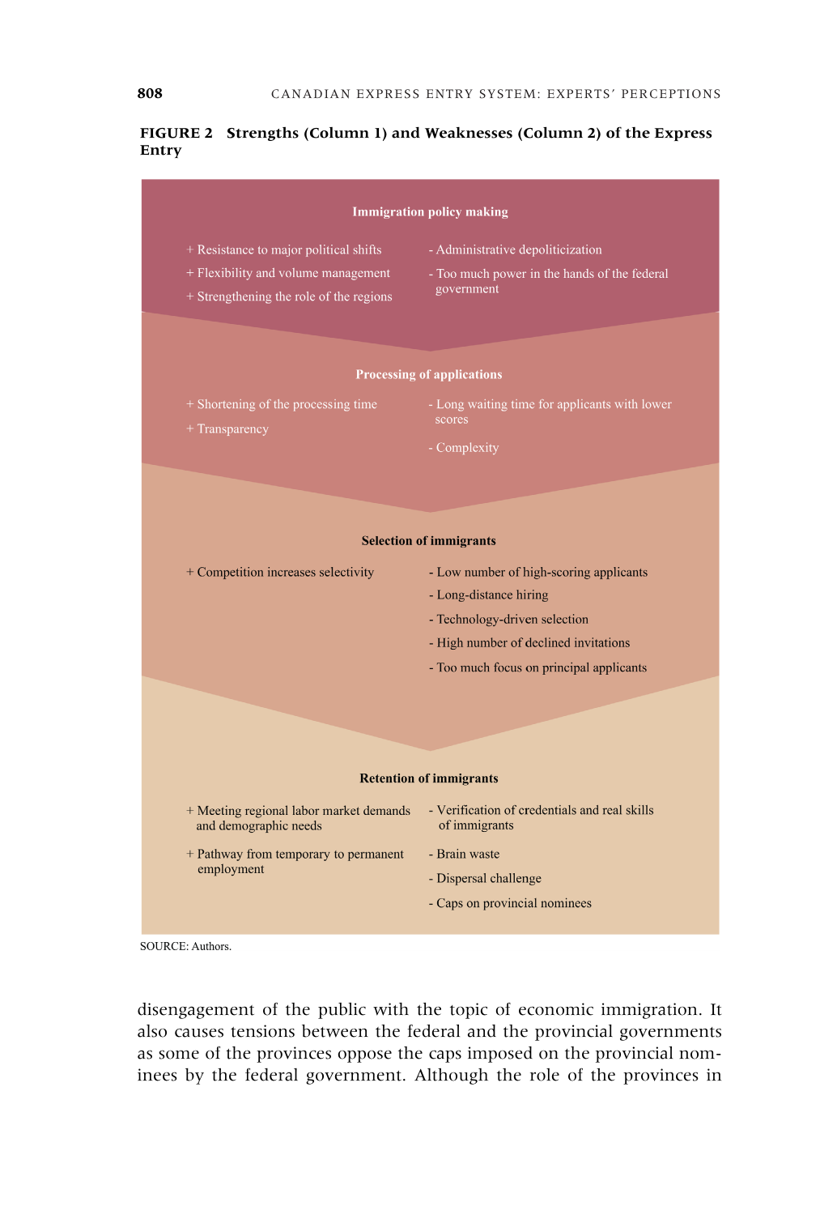**FIGURE 2 Strengths (Column 1) and Weaknesses (Column 2) of the Express Entry**

**Immigration policy making**

| Strengths | Weaknesses |
| --- | --- |
| + Resistance to major political shifts | - Administrative depoliticization |
| + Flexibility and volume management | - Too much power in the hands of the federal government |
| + Strengthening the role of the regions | |

**Processing of applications**

| Strengths | Weaknesses |
| --- | --- |
| + Shortening of the processing time | - Long waiting time for applicants with lower scores |
| + Transparency | - Complexity |

**Selection of immigrants**

| Strengths | Weaknesses |
| --- | --- |
| + Competition increases selectivity | - Low number of high-scoring applicants |
| | - Long-distance hiring |
| | - Technology-driven selection |
| | - High number of declined invitations |
| | - Too much focus on principal applicants |

**Retention of immigrants**

| Strengths | Weaknesses |
| --- | --- |
| + Meeting regional labor market demands and demographic needs | - Verification of credentials and real skills of immigrants |
| + Pathway from temporary to permanent employment | - Brain waste |
| | - Dispersal challenge |
| | - Caps on provincial nominees |

SOURCE: Authors.

disengagement of the public with the topic of economic immigration. It also causes tensions between the federal and the provincial governments as some of the provinces oppose the caps imposed on the provincial nominees by the federal government. Although the role of the provinces in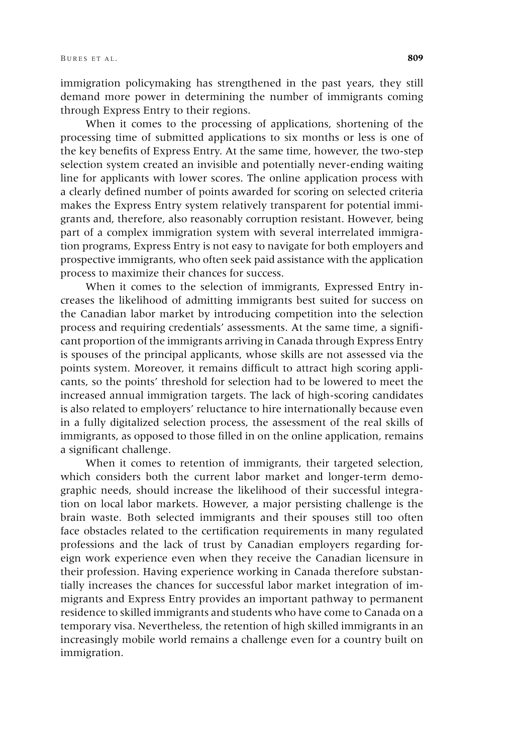immigration policymaking has strengthened in the past years, they still demand more power in determining the number of immigrants coming through Express Entry to their regions.

When it comes to the processing of applications, shortening of the processing time of submitted applications to six months or less is one of the key benefits of Express Entry. At the same time, however, the two-step selection system created an invisible and potentially never-ending waiting line for applicants with lower scores. The online application process with a clearly defined number of points awarded for scoring on selected criteria makes the Express Entry system relatively transparent for potential immigrants and, therefore, also reasonably corruption resistant. However, being part of a complex immigration system with several interrelated immigration programs, Express Entry is not easy to navigate for both employers and prospective immigrants, who often seek paid assistance with the application process to maximize their chances for success.

When it comes to the selection of immigrants, Expressed Entry increases the likelihood of admitting immigrants best suited for success on the Canadian labor market by introducing competition into the selection process and requiring credentials' assessments. At the same time, a significant proportion of the immigrants arriving in Canada through Express Entry is spouses of the principal applicants, whose skills are not assessed via the points system. Moreover, it remains difficult to attract high scoring applicants, so the points' threshold for selection had to be lowered to meet the increased annual immigration targets. The lack of high-scoring candidates is also related to employers' reluctance to hire internationally because even in a fully digitalized selection process, the assessment of the real skills of immigrants, as opposed to those filled in on the online application, remains a significant challenge.

When it comes to retention of immigrants, their targeted selection, which considers both the current labor market and longer-term demographic needs, should increase the likelihood of their successful integration on local labor markets. However, a major persisting challenge is the brain waste. Both selected immigrants and their spouses still too often face obstacles related to the certification requirements in many regulated professions and the lack of trust by Canadian employers regarding foreign work experience even when they receive the Canadian licensure in their profession. Having experience working in Canada therefore substantially increases the chances for successful labor market integration of immigrants and Express Entry provides an important pathway to permanent residence to skilled immigrants and students who have come to Canada on a temporary visa. Nevertheless, the retention of high skilled immigrants in an increasingly mobile world remains a challenge even for a country built on immigration.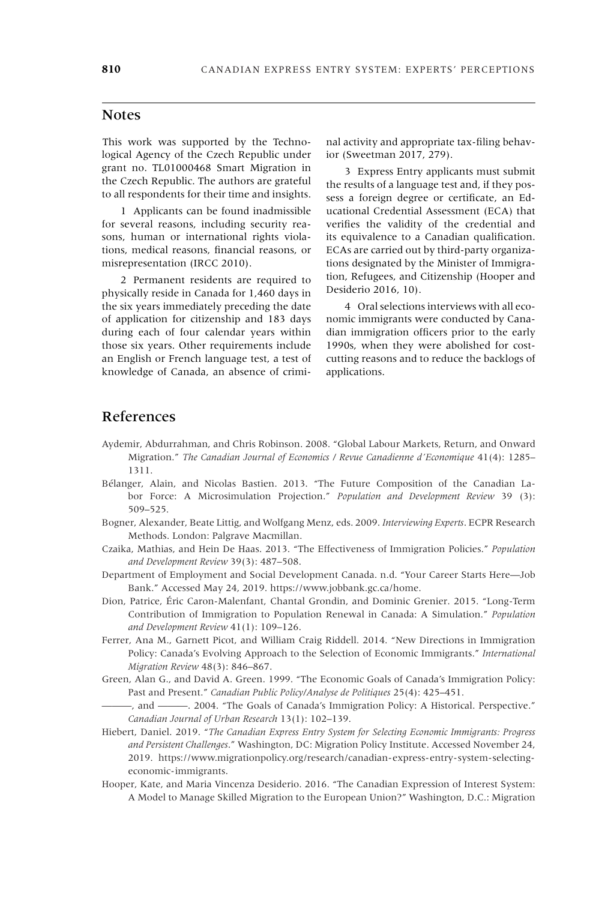## Notes

This work was supported by the Technological Agency of the Czech Republic under grant no. TL01000468 Smart Migration in the Czech Republic. The authors are grateful to all respondents for their time and insights.

1 Applicants can be found inadmissible for several reasons, including security reasons, human or international rights violations, medical reasons, financial reasons, or misrepresentation (IRCC 2010).

2 Permanent residents are required to physically reside in Canada for 1,460 days in the six years immediately preceding the date of application for citizenship and 183 days during each of four calendar years within those six years. Other requirements include an English or French language test, a test of knowledge of Canada, an absence of criminal activity and appropriate tax-filing behavior (Sweetman 2017, 279).

3 Express Entry applicants must submit the results of a language test and, if they possess a foreign degree or certificate, an Educational Credential Assessment (ECA) that verifies the validity of the credential and its equivalence to a Canadian qualification. ECAs are carried out by third-party organizations designated by the Minister of Immigration, Refugees, and Citizenship (Hooper and Desiderio 2016, 10).

4 Oral selections interviews with all economic immigrants were conducted by Canadian immigration officers prior to the early 1990s, when they were abolished for cost-cutting reasons and to reduce the backlogs of applications.

## References

Aydemir, Abdurrahman, and Chris Robinson. 2008. "Global Labour Markets, Return, and Onward Migration." *The Canadian Journal of Economics / Revue Canadienne d'Economique* 41(4): 1285–1311.

Bélanger, Alain, and Nicolas Bastien. 2013. "The Future Composition of the Canadian Labor Force: A Microsimulation Projection." *Population and Development Review* 39 (3): 509–525.

Bogner, Alexander, Beate Littig, and Wolfgang Menz, eds. 2009. *Interviewing Experts*. ECPR Research Methods. London: Palgrave Macmillan.

Czaika, Mathias, and Hein De Haas. 2013. "The Effectiveness of Immigration Policies." *Population and Development Review* 39(3): 487–508.

Department of Employment and Social Development Canada. n.d. "Your Career Starts Here—Job Bank." Accessed May 24, 2019. https://www.jobbank.gc.ca/home.

Dion, Patrice, Éric Caron-Malenfant, Chantal Grondin, and Dominic Grenier. 2015. "Long-Term Contribution of Immigration to Population Renewal in Canada: A Simulation." *Population and Development Review* 41(1): 109–126.

Ferrer, Ana M., Garnett Picot, and William Craig Riddell. 2014. "New Directions in Immigration Policy: Canada's Evolving Approach to the Selection of Economic Immigrants." *International Migration Review* 48(3): 846–867.

Green, Alan G., and David A. Green. 1999. "The Economic Goals of Canada's Immigration Policy: Past and Present." *Canadian Public Policy/Analyse de Politiques* 25(4): 425–451.

———, and ———. 2004. "The Goals of Canada's Immigration Policy: A Historical. Perspective." *Canadian Journal of Urban Research* 13(1): 102–139.

Hiebert, Daniel. 2019. "*The Canadian Express Entry System for Selecting Economic Immigrants: Progress and Persistent Challenges*." Washington, DC: Migration Policy Institute. Accessed November 24, 2019. https://www.migrationpolicy.org/research/canadian-express-entry-system-selecting-economic-immigrants.

Hooper, Kate, and Maria Vincenza Desiderio. 2016. "The Canadian Expression of Interest System: A Model to Manage Skilled Migration to the European Union?" Washington, D.C.: Migration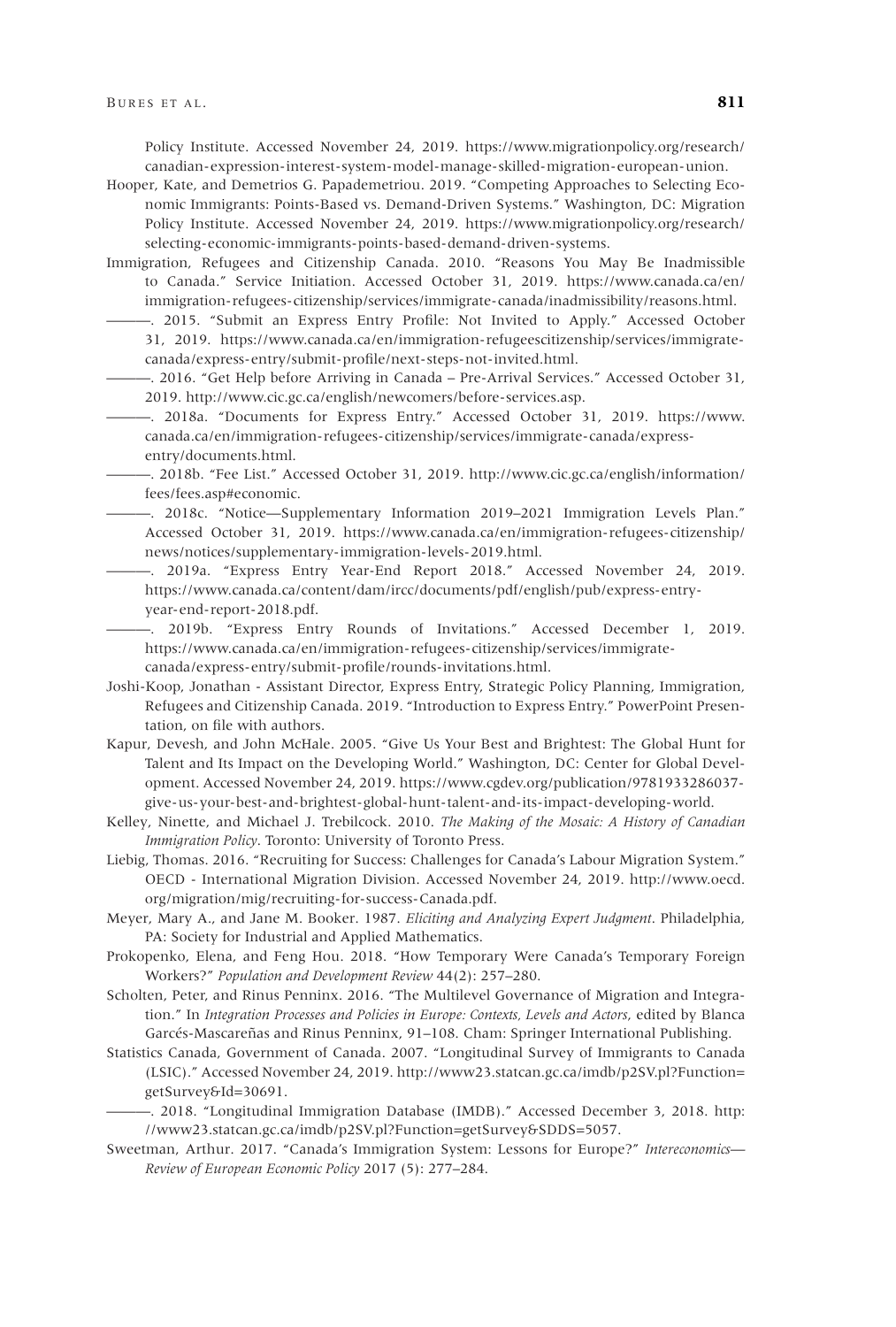Policy Institute. Accessed November 24, 2019. https://www.migrationpolicy.org/research/canadian-expression-interest-system-model-manage-skilled-migration-european-union.

Hooper, Kate, and Demetrios G. Papademetriou. 2019. "Competing Approaches to Selecting Economic Immigrants: Points-Based vs. Demand-Driven Systems." Washington, DC: Migration Policy Institute. Accessed November 24, 2019. https://www.migrationpolicy.org/research/selecting-economic-immigrants-points-based-demand-driven-systems.

Immigration, Refugees and Citizenship Canada. 2010. "Reasons You May Be Inadmissible to Canada." Service Initiation. Accessed October 31, 2019. https://www.canada.ca/en/immigration-refugees-citizenship/services/immigrate-canada/inadmissibility/reasons.html.

———. 2015. "Submit an Express Entry Profile: Not Invited to Apply." Accessed October 31, 2019. https://www.canada.ca/en/immigration-refugeescitizenship/services/immigrate-canada/express-entry/submit-profile/next-steps-not-invited.html.

———. 2016. "Get Help before Arriving in Canada – Pre-Arrival Services." Accessed October 31, 2019. http://www.cic.gc.ca/english/newcomers/before-services.asp.

———. 2018a. "Documents for Express Entry." Accessed October 31, 2019. https://www.canada.ca/en/immigration-refugees-citizenship/services/immigrate-canada/express-entry/documents.html.

———. 2018b. "Fee List." Accessed October 31, 2019. http://www.cic.gc.ca/english/information/fees/fees.asp#economic.

———. 2018c. "Notice—Supplementary Information 2019–2021 Immigration Levels Plan." Accessed October 31, 2019. https://www.canada.ca/en/immigration-refugees-citizenship/news/notices/supplementary-immigration-levels-2019.html.

———. 2019a. "Express Entry Year-End Report 2018." Accessed November 24, 2019. https://www.canada.ca/content/dam/ircc/documents/pdf/english/pub/express-entry-year-end-report-2018.pdf.

———. 2019b. "Express Entry Rounds of Invitations." Accessed December 1, 2019. https://www.canada.ca/en/immigration-refugees-citizenship/services/immigrate-canada/express-entry/submit-profile/rounds-invitations.html.

Joshi-Koop, Jonathan - Assistant Director, Express Entry, Strategic Policy Planning, Immigration, Refugees and Citizenship Canada. 2019. "Introduction to Express Entry." PowerPoint Presentation, on file with authors.

Kapur, Devesh, and John McHale. 2005. "Give Us Your Best and Brightest: The Global Hunt for Talent and Its Impact on the Developing World." Washington, DC: Center for Global Development. Accessed November 24, 2019. https://www.cgdev.org/publication/9781933286037-give-us-your-best-and-brightest-global-hunt-talent-and-its-impact-developing-world.

Kelley, Ninette, and Michael J. Trebilcock. 2010. *The Making of the Mosaic: A History of Canadian Immigration Policy*. Toronto: University of Toronto Press.

Liebig, Thomas. 2016. "Recruiting for Success: Challenges for Canada's Labour Migration System." OECD - International Migration Division. Accessed November 24, 2019. http://www.oecd.org/migration/mig/recruiting-for-success-Canada.pdf.

Meyer, Mary A., and Jane M. Booker. 1987. *Eliciting and Analyzing Expert Judgment*. Philadelphia, PA: Society for Industrial and Applied Mathematics.

Prokopenko, Elena, and Feng Hou. 2018. "How Temporary Were Canada's Temporary Foreign Workers?" *Population and Development Review* 44(2): 257–280.

Scholten, Peter, and Rinus Penninx. 2016. "The Multilevel Governance of Migration and Integration." In *Integration Processes and Policies in Europe: Contexts, Levels and Actors*, edited by Blanca Garcés-Mascareñas and Rinus Penninx, 91–108. Cham: Springer International Publishing.

Statistics Canada, Government of Canada. 2007. "Longitudinal Survey of Immigrants to Canada (LSIC)." Accessed November 24, 2019. http://www23.statcan.gc.ca/imdb/p2SV.pl?Function=getSurvey&Id=30691.

———. 2018. "Longitudinal Immigration Database (IMDB)." Accessed December 3, 2018. http://www23.statcan.gc.ca/imdb/p2SV.pl?Function=getSurvey&SDDS=5057.

Sweetman, Arthur. 2017. "Canada's Immigration System: Lessons for Europe?" *Intereconomics—Review of European Economic Policy* 2017 (5): 277–284.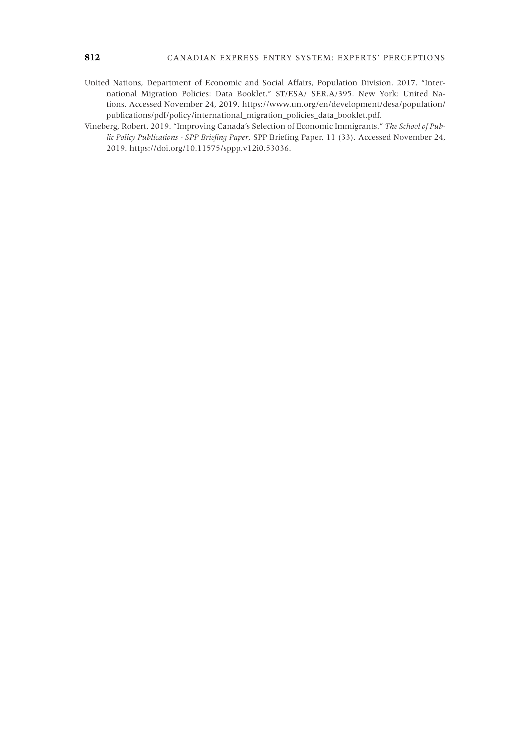United Nations, Department of Economic and Social Affairs, Population Division. 2017. "International Migration Policies: Data Booklet." ST/ESA/ SER.A/395. New York: United Nations. Accessed November 24, 2019. https://www.un.org/en/development/desa/population/publications/pdf/policy/international_migration_policies_data_booklet.pdf.

Vineberg, Robert. 2019. "Improving Canada's Selection of Economic Immigrants." *The School of Public Policy Publications - SPP Briefing Paper*, SPP Briefing Paper, 11 (33). Accessed November 24, 2019. https://doi.org/10.11575/sppp.v12i0.53036.